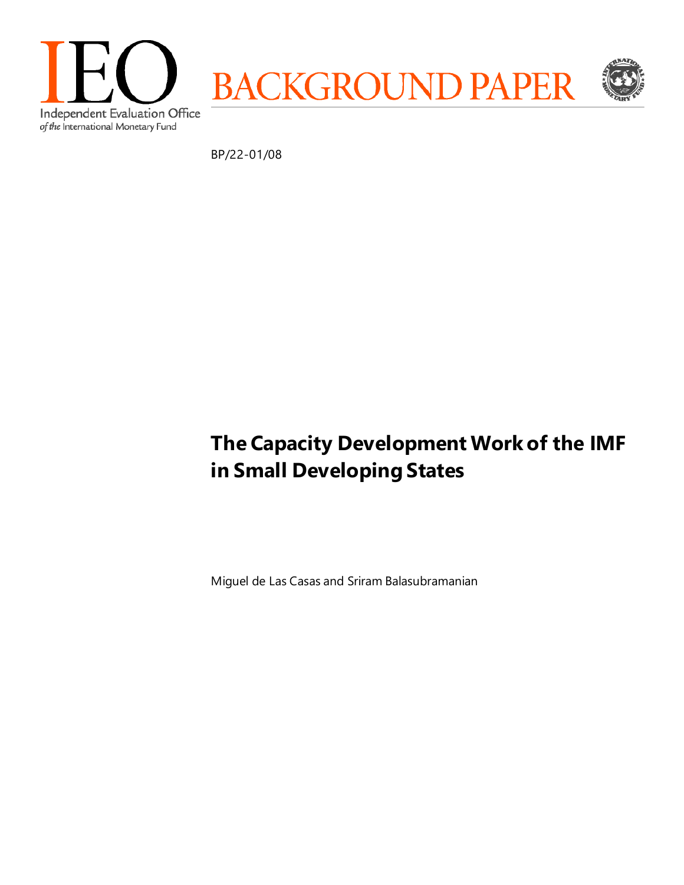IEO

Independent Evaluation Office *of the* International Monetary Fund

BACKGROUND PAPER

BP/22-01/08

# The Capacity Development Work of the IMF in Small Developing States

Miguel de Las Casas and Sriram Balasubramanian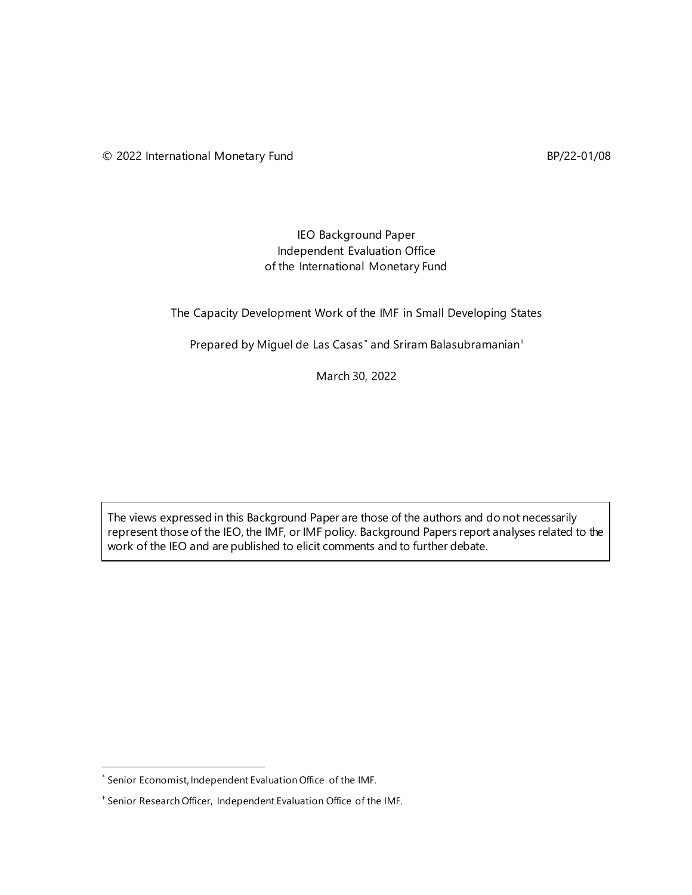© 2022 International Monetary Fund BP/22-01/08

IEO Background Paper
Independent Evaluation Office
of the International Monetary Fund

# The Capacity Development Work of the IMF in Small Developing States

Prepared by Miguel de Las Casas[*] and Sriram Balasubramanian[†]

March 30, 2022

> The views expressed in this Background Paper are those of the authors and do not necessarily represent those of the IEO, the IMF, or IMF policy. Background Papers report analyses related to the work of the IEO and are published to elicit comments and to further debate.

[*] Senior Economist, Independent Evaluation Office of the IMF.

[†] Senior Research Officer, Independent Evaluation Office of the IMF.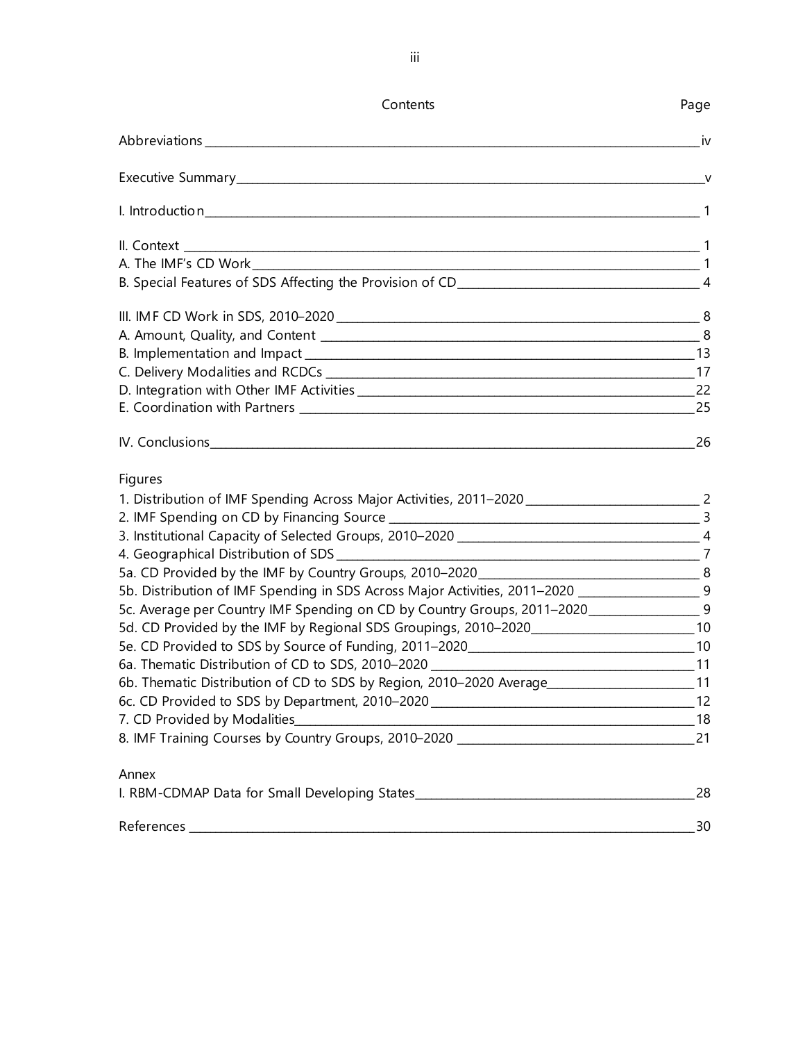## Contents

| | Page |
|---|---|
| Abbreviations | iv |
| Executive Summary | v |
| I. Introduction | 1 |
| II. Context | 1 |
| A. The IMF's CD Work | 1 |
| B. Special Features of SDS Affecting the Provision of CD | 4 |
| III. IMF CD Work in SDS, 2010–2020 | 8 |
| A. Amount, Quality, and Content | 8 |
| B. Implementation and Impact | 13 |
| C. Delivery Modalities and RCDCs | 17 |
| D. Integration with Other IMF Activities | 22 |
| E. Coordination with Partners | 25 |
| IV. Conclusions | 26 |

**Figures**

| | |
|---|---|
| 1. Distribution of IMF Spending Across Major Activities, 2011–2020 | 2 |
| 2. IMF Spending on CD by Financing Source | 3 |
| 3. Institutional Capacity of Selected Groups, 2010–2020 | 4 |
| 4. Geographical Distribution of SDS | 7 |
| 5a. CD Provided by the IMF by Country Groups, 2010–2020 | 8 |
| 5b. Distribution of IMF Spending in SDS Across Major Activities, 2011–2020 | 9 |
| 5c. Average per Country IMF Spending on CD by Country Groups, 2011–2020 | 9 |
| 5d. CD Provided by the IMF by Regional SDS Groupings, 2010–2020 | 10 |
| 5e. CD Provided to SDS by Source of Funding, 2011–2020 | 10 |
| 6a. Thematic Distribution of CD to SDS, 2010–2020 | 11 |
| 6b. Thematic Distribution of CD to SDS by Region, 2010–2020 Average | 11 |
| 6c. CD Provided to SDS by Department, 2010–2020 | 12 |
| 7. CD Provided by Modalities | 18 |
| 8. IMF Training Courses by Country Groups, 2010–2020 | 21 |

**Annex**

| | |
|---|---|
| I. RBM-CDMAP Data for Small Developing States | 28 |
| References | 30 |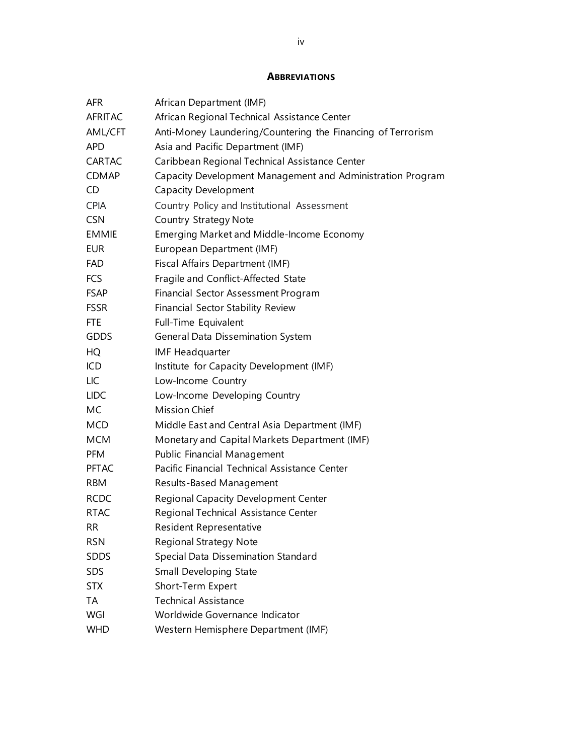## ABBREVIATIONS

| | |
|---|---|
| AFR | African Department (IMF) |
| AFRITAC | African Regional Technical Assistance Center |
| AML/CFT | Anti-Money Laundering/Countering the Financing of Terrorism |
| APD | Asia and Pacific Department (IMF) |
| CARTAC | Caribbean Regional Technical Assistance Center |
| CDMAP | Capacity Development Management and Administration Program |
| CD | Capacity Development |
| CPIA | Country Policy and Institutional Assessment |
| CSN | Country Strategy Note |
| EMMIE | Emerging Market and Middle-Income Economy |
| EUR | European Department (IMF) |
| FAD | Fiscal Affairs Department (IMF) |
| FCS | Fragile and Conflict-Affected State |
| FSAP | Financial Sector Assessment Program |
| FSSR | Financial Sector Stability Review |
| FTE | Full-Time Equivalent |
| GDDS | General Data Dissemination System |
| HQ | IMF Headquarter |
| ICD | Institute for Capacity Development (IMF) |
| LIC | Low-Income Country |
| LIDC | Low-Income Developing Country |
| MC | Mission Chief |
| MCD | Middle East and Central Asia Department (IMF) |
| MCM | Monetary and Capital Markets Department (IMF) |
| PFM | Public Financial Management |
| PFTAC | Pacific Financial Technical Assistance Center |
| RBM | Results-Based Management |
| RCDC | Regional Capacity Development Center |
| RTAC | Regional Technical Assistance Center |
| RR | Resident Representative |
| RSN | Regional Strategy Note |
| SDDS | Special Data Dissemination Standard |
| SDS | Small Developing State |
| STX | Short-Term Expert |
| TA | Technical Assistance |
| WGI | Worldwide Governance Indicator |
| WHD | Western Hemisphere Department (IMF) |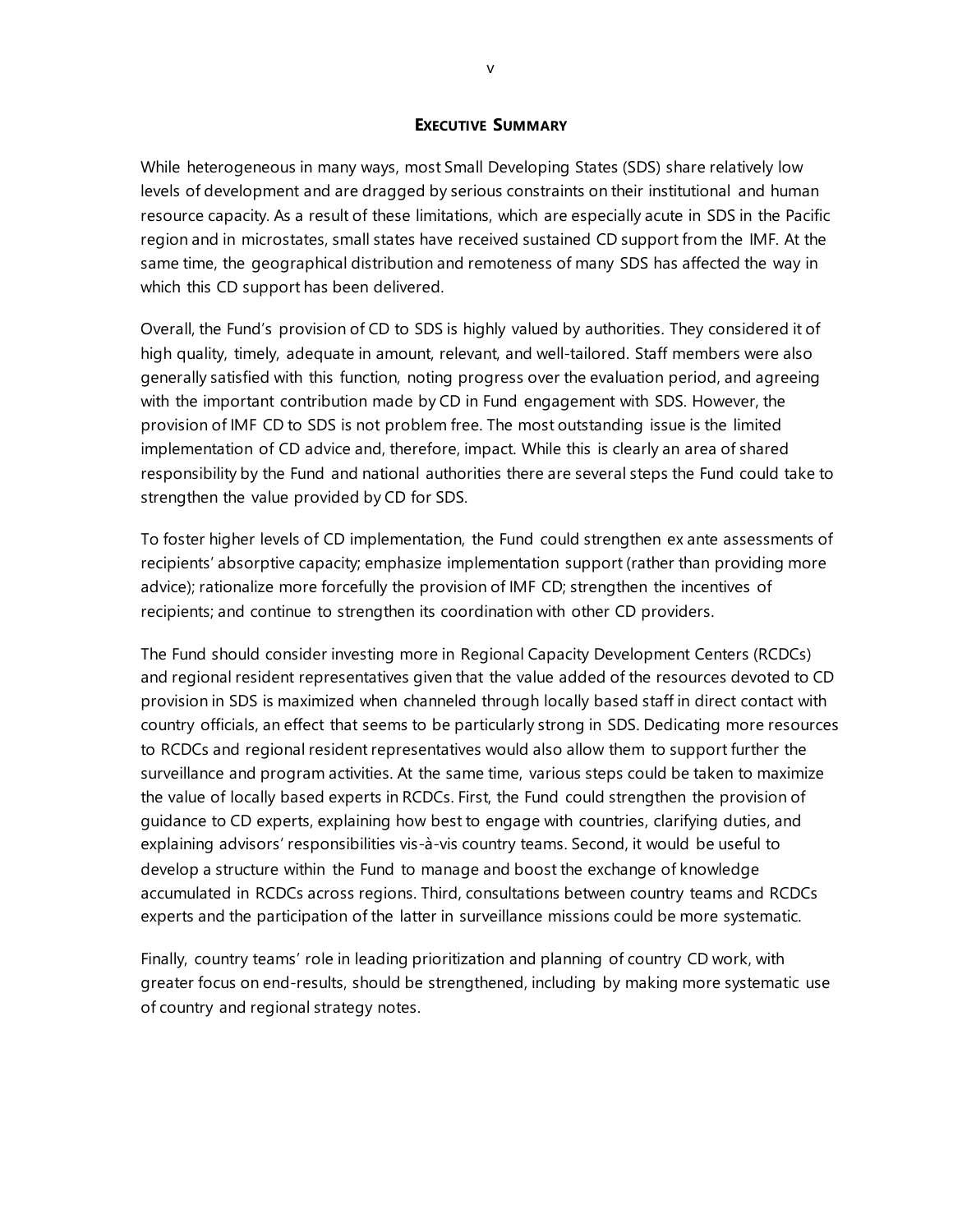## EXECUTIVE SUMMARY

While heterogeneous in many ways, most Small Developing States (SDS) share relatively low levels of development and are dragged by serious constraints on their institutional and human resource capacity. As a result of these limitations, which are especially acute in SDS in the Pacific region and in microstates, small states have received sustained CD support from the IMF. At the same time, the geographical distribution and remoteness of many SDS has affected the way in which this CD support has been delivered.

Overall, the Fund's provision of CD to SDS is highly valued by authorities. They considered it of high quality, timely, adequate in amount, relevant, and well-tailored. Staff members were also generally satisfied with this function, noting progress over the evaluation period, and agreeing with the important contribution made by CD in Fund engagement with SDS. However, the provision of IMF CD to SDS is not problem free. The most outstanding issue is the limited implementation of CD advice and, therefore, impact. While this is clearly an area of shared responsibility by the Fund and national authorities there are several steps the Fund could take to strengthen the value provided by CD for SDS.

To foster higher levels of CD implementation, the Fund could strengthen ex ante assessments of recipients' absorptive capacity; emphasize implementation support (rather than providing more advice); rationalize more forcefully the provision of IMF CD; strengthen the incentives of recipients; and continue to strengthen its coordination with other CD providers.

The Fund should consider investing more in Regional Capacity Development Centers (RCDCs) and regional resident representatives given that the value added of the resources devoted to CD provision in SDS is maximized when channeled through locally based staff in direct contact with country officials, an effect that seems to be particularly strong in SDS. Dedicating more resources to RCDCs and regional resident representatives would also allow them to support further the surveillance and program activities. At the same time, various steps could be taken to maximize the value of locally based experts in RCDCs. First, the Fund could strengthen the provision of guidance to CD experts, explaining how best to engage with countries, clarifying duties, and explaining advisors' responsibilities vis-à-vis country teams. Second, it would be useful to develop a structure within the Fund to manage and boost the exchange of knowledge accumulated in RCDCs across regions. Third, consultations between country teams and RCDCs experts and the participation of the latter in surveillance missions could be more systematic.

Finally, country teams' role in leading prioritization and planning of country CD work, with greater focus on end-results, should be strengthened, including by making more systematic use of country and regional strategy notes.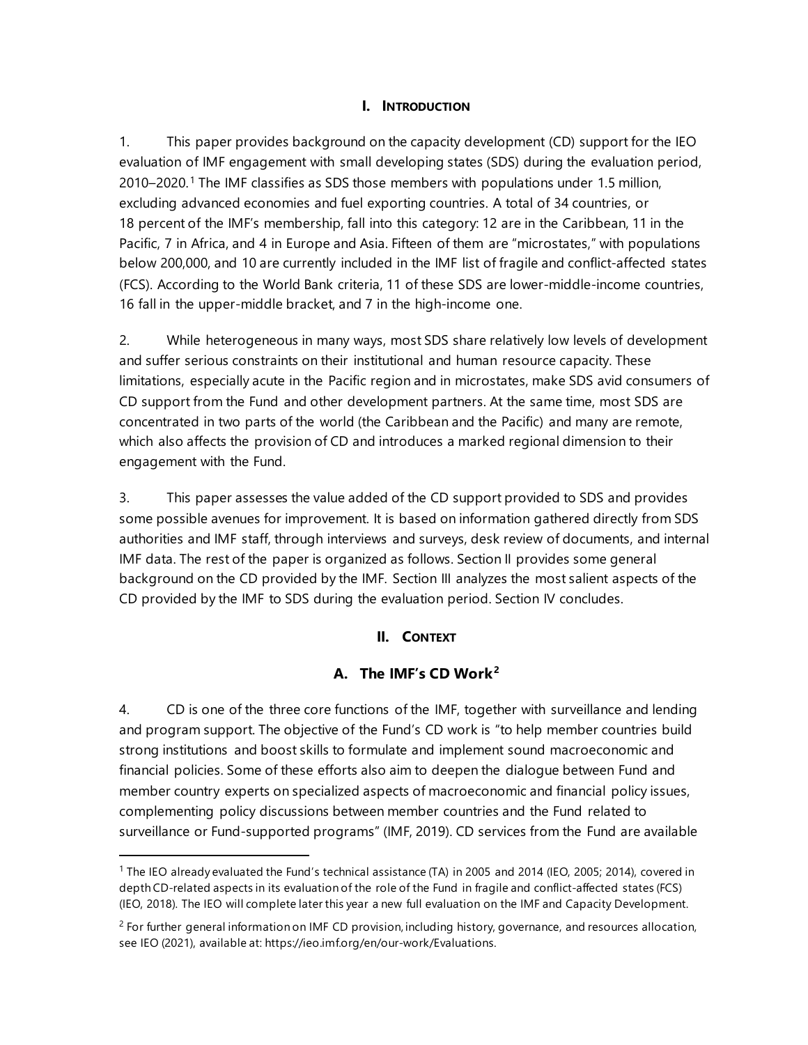## I. INTRODUCTION

1. This paper provides background on the capacity development (CD) support for the IEO evaluation of IMF engagement with small developing states (SDS) during the evaluation period, 2010–2020.[1] The IMF classifies as SDS those members with populations under 1.5 million, excluding advanced economies and fuel exporting countries. A total of 34 countries, or 18 percent of the IMF's membership, fall into this category: 12 are in the Caribbean, 11 in the Pacific, 7 in Africa, and 4 in Europe and Asia. Fifteen of them are "microstates," with populations below 200,000, and 10 are currently included in the IMF list of fragile and conflict-affected states (FCS). According to the World Bank criteria, 11 of these SDS are lower-middle-income countries, 16 fall in the upper-middle bracket, and 7 in the high-income one.

2. While heterogeneous in many ways, most SDS share relatively low levels of development and suffer serious constraints on their institutional and human resource capacity. These limitations, especially acute in the Pacific region and in microstates, make SDS avid consumers of CD support from the Fund and other development partners. At the same time, most SDS are concentrated in two parts of the world (the Caribbean and the Pacific) and many are remote, which also affects the provision of CD and introduces a marked regional dimension to their engagement with the Fund.

3. This paper assesses the value added of the CD support provided to SDS and provides some possible avenues for improvement. It is based on information gathered directly from SDS authorities and IMF staff, through interviews and surveys, desk review of documents, and internal IMF data. The rest of the paper is organized as follows. Section II provides some general background on the CD provided by the IMF. Section III analyzes the most salient aspects of the CD provided by the IMF to SDS during the evaluation period. Section IV concludes.

## II. CONTEXT

### A. The IMF's CD Work[2]

4. CD is one of the three core functions of the IMF, together with surveillance and lending and program support. The objective of the Fund's CD work is "to help member countries build strong institutions and boost skills to formulate and implement sound macroeconomic and financial policies. Some of these efforts also aim to deepen the dialogue between Fund and member country experts on specialized aspects of macroeconomic and financial policy issues, complementing policy discussions between member countries and the Fund related to surveillance or Fund-supported programs" (IMF, 2019). CD services from the Fund are available

---

[1] The IEO already evaluated the Fund's technical assistance (TA) in 2005 and 2014 (IEO, 2005; 2014), covered in depth CD-related aspects in its evaluation of the role of the Fund in fragile and conflict-affected states (FCS) (IEO, 2018). The IEO will complete later this year a new full evaluation on the IMF and Capacity Development.

[2] For further general information on IMF CD provision, including history, governance, and resources allocation, see IEO (2021), available at: https://ieo.imf.org/en/our-work/Evaluations.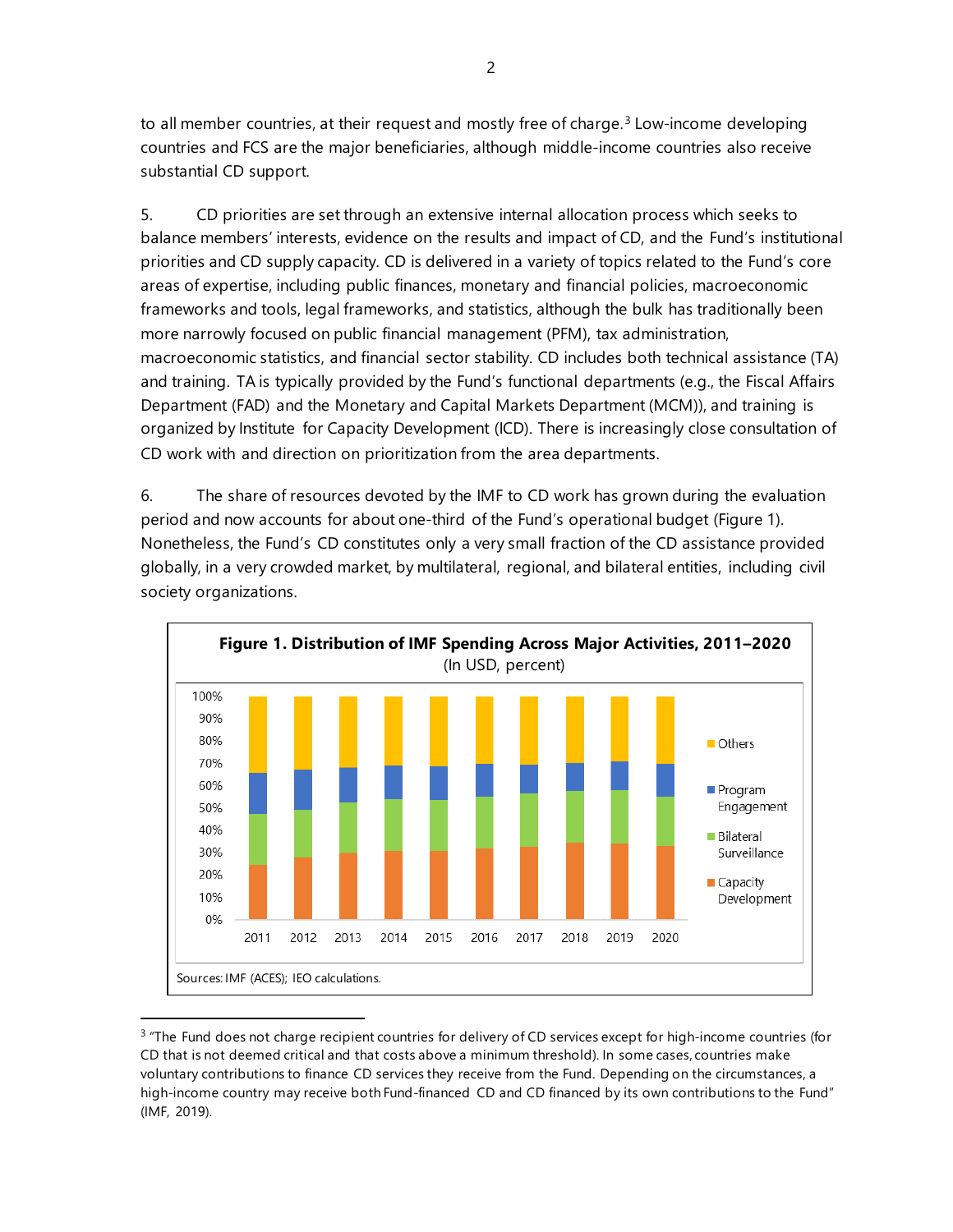to all member countries, at their request and mostly free of charge.[3] Low-income developing countries and FCS are the major beneficiaries, although middle-income countries also receive substantial CD support.

5. CD priorities are set through an extensive internal allocation process which seeks to balance members' interests, evidence on the results and impact of CD, and the Fund's institutional priorities and CD supply capacity. CD is delivered in a variety of topics related to the Fund's core areas of expertise, including public finances, monetary and financial policies, macroeconomic frameworks and tools, legal frameworks, and statistics, although the bulk has traditionally been more narrowly focused on public financial management (PFM), tax administration, macroeconomic statistics, and financial sector stability. CD includes both technical assistance (TA) and training. TA is typically provided by the Fund's functional departments (e.g., the Fiscal Affairs Department (FAD) and the Monetary and Capital Markets Department (MCM)), and training is organized by Institute for Capacity Development (ICD). There is increasingly close consultation of CD work with and direction on prioritization from the area departments.

6. The share of resources devoted by the IMF to CD work has grown during the evaluation period and now accounts for about one-third of the Fund's operational budget (Figure 1). Nonetheless, the Fund's CD constitutes only a very small fraction of the CD assistance provided globally, in a very crowded market, by multilateral, regional, and bilateral entities, including civil society organizations.

**Figure 1. Distribution of IMF Spending Across Major Activities, 2011–2020**
(In USD, percent)

Sources: IMF (ACES); IEO calculations.

---

[3] "The Fund does not charge recipient countries for delivery of CD services except for high-income countries (for CD that is not deemed critical and that costs above a minimum threshold). In some cases, countries make voluntary contributions to finance CD services they receive from the Fund. Depending on the circumstances, a high-income country may receive both Fund-financed CD and CD financed by its own contributions to the Fund" (IMF, 2019).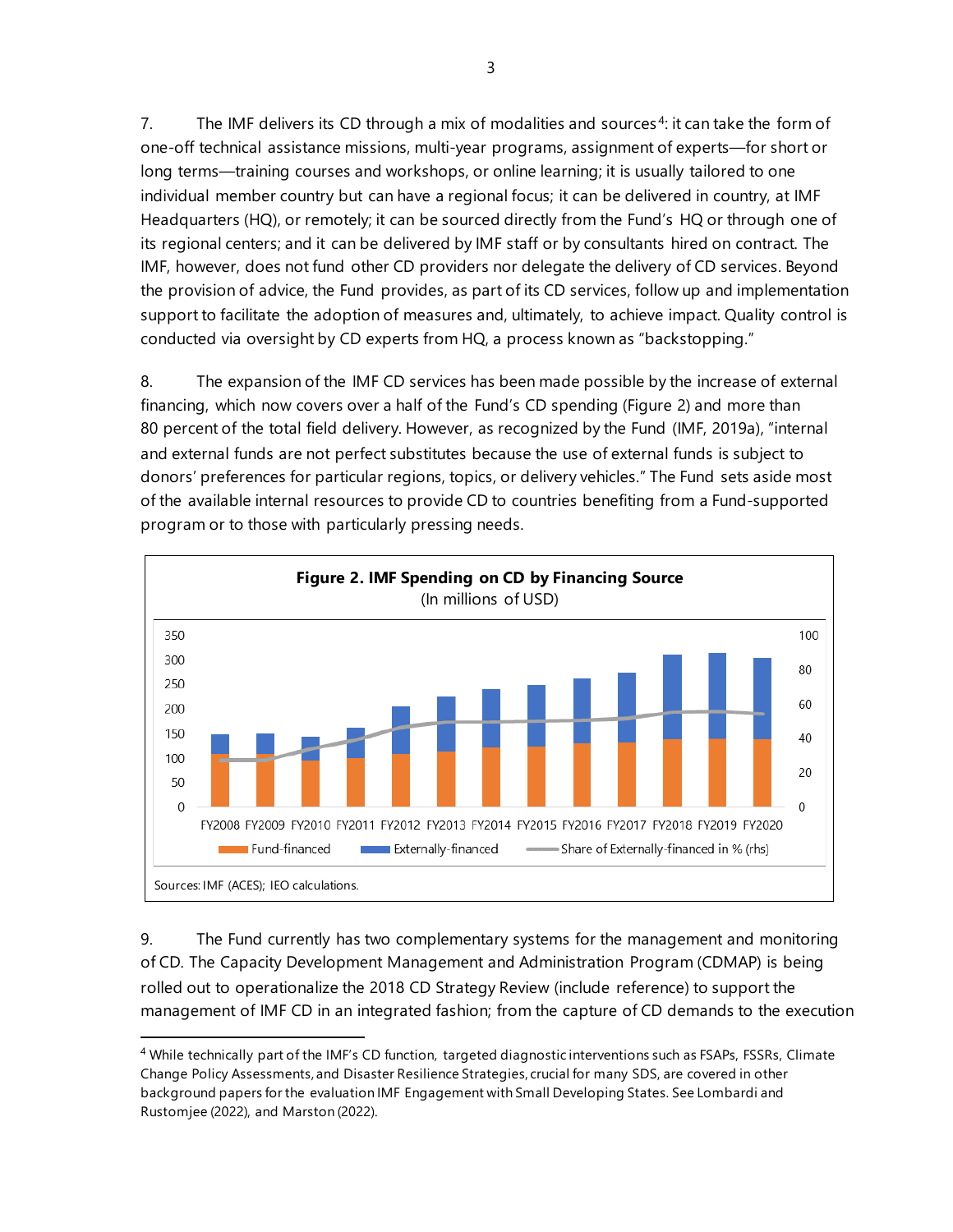7. The IMF delivers its CD through a mix of modalities and sources[4]: it can take the form of one-off technical assistance missions, multi-year programs, assignment of experts—for short or long terms—training courses and workshops, or online learning; it is usually tailored to one individual member country but can have a regional focus; it can be delivered in country, at IMF Headquarters (HQ), or remotely; it can be sourced directly from the Fund's HQ or through one of its regional centers; and it can be delivered by IMF staff or by consultants hired on contract. The IMF, however, does not fund other CD providers nor delegate the delivery of CD services. Beyond the provision of advice, the Fund provides, as part of its CD services, follow up and implementation support to facilitate the adoption of measures and, ultimately, to achieve impact. Quality control is conducted via oversight by CD experts from HQ, a process known as "backstopping."

8. The expansion of the IMF CD services has been made possible by the increase of external financing, which now covers over a half of the Fund's CD spending (Figure 2) and more than 80 percent of the total field delivery. However, as recognized by the Fund (IMF, 2019a), "internal and external funds are not perfect substitutes because the use of external funds is subject to donors' preferences for particular regions, topics, or delivery vehicles." The Fund sets aside most of the available internal resources to provide CD to countries benefiting from a Fund-supported program or to those with particularly pressing needs.

**Figure 2. IMF Spending on CD by Financing Source**
(In millions of USD)

Sources: IMF (ACES); IEO calculations.

9. The Fund currently has two complementary systems for the management and monitoring of CD. The Capacity Development Management and Administration Program (CDMAP) is being rolled out to operationalize the 2018 CD Strategy Review (include reference) to support the management of IMF CD in an integrated fashion; from the capture of CD demands to the execution

[4] While technically part of the IMF's CD function, targeted diagnostic interventions such as FSAPs, FSSRs, Climate Change Policy Assessments, and Disaster Resilience Strategies, crucial for many SDS, are covered in other background papers for the evaluation IMF Engagement with Small Developing States. See Lombardi and Rustomjee (2022), and Marston (2022).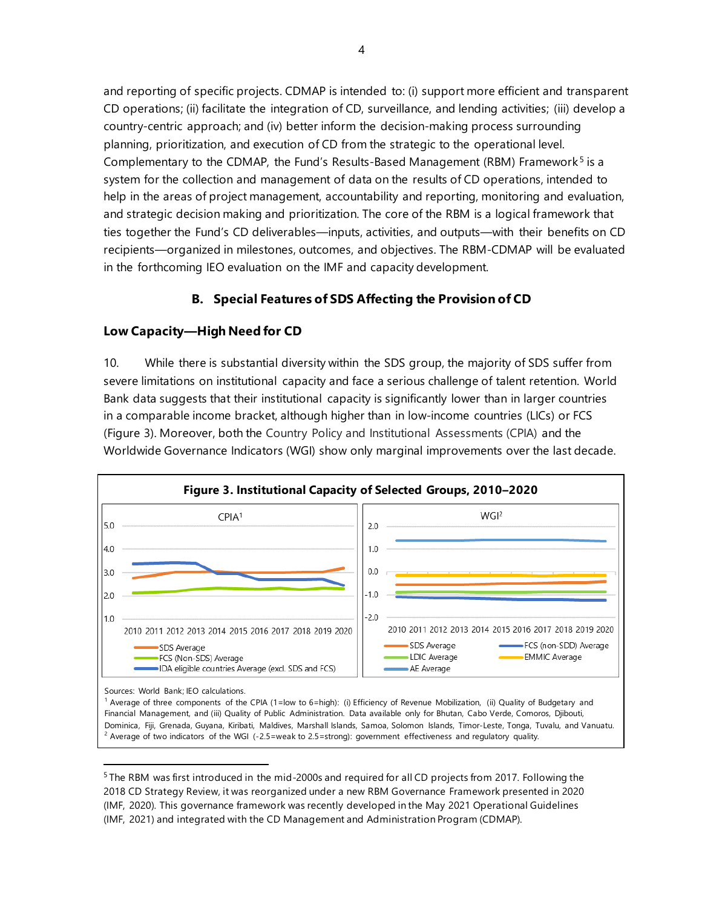and reporting of specific projects. CDMAP is intended to: (i) support more efficient and transparent CD operations; (ii) facilitate the integration of CD, surveillance, and lending activities; (iii) develop a country-centric approach; and (iv) better inform the decision-making process surrounding planning, prioritization, and execution of CD from the strategic to the operational level. Complementary to the CDMAP, the Fund's Results-Based Management (RBM) Framework[5] is a system for the collection and management of data on the results of CD operations, intended to help in the areas of project management, accountability and reporting, monitoring and evaluation, and strategic decision making and prioritization. The core of the RBM is a logical framework that ties together the Fund's CD deliverables—inputs, activities, and outputs—with their benefits on CD recipients—organized in milestones, outcomes, and objectives. The RBM-CDMAP will be evaluated in the forthcoming IEO evaluation on the IMF and capacity development.

## B. Special Features of SDS Affecting the Provision of CD

### Low Capacity—High Need for CD

10. While there is substantial diversity within the SDS group, the majority of SDS suffer from severe limitations on institutional capacity and face a serious challenge of talent retention. World Bank data suggests that their institutional capacity is significantly lower than in larger countries in a comparable income bracket, although higher than in low-income countries (LICs) or FCS (Figure 3). Moreover, both the Country Policy and Institutional Assessments (CPIA) and the Worldwide Governance Indicators (WGI) show only marginal improvements over the last decade.

**Figure 3. Institutional Capacity of Selected Groups, 2010–2020**

CPIA[1]: legend — SDS Average; FCS (Non-SDS) Average; IDA eligible countries Average (excl. SDS and FCS)

WGI[2]: legend — SDS Average; FCS (non-SDD) Average; LDIC Average; EMMIC Average; AE Average

Sources: World Bank; IEO calculations.
[1] Average of three components of the CPIA (1=low to 6=high): (i) Efficiency of Revenue Mobilization, (ii) Quality of Budgetary and Financial Management, and (iii) Quality of Public Administration. Data available only for Bhutan, Cabo Verde, Comoros, Djibouti, Dominica, Fiji, Grenada, Guyana, Kiribati, Maldives, Marshall Islands, Samoa, Solomon Islands, Timor-Leste, Tonga, Tuvalu, and Vanuatu.
[2] Average of two indicators of the WGI (-2.5=weak to 2.5=strong): government effectiveness and regulatory quality.

---

[5] The RBM was first introduced in the mid-2000s and required for all CD projects from 2017. Following the 2018 CD Strategy Review, it was reorganized under a new RBM Governance Framework presented in 2020 (IMF, 2020). This governance framework was recently developed in the May 2021 Operational Guidelines (IMF, 2021) and integrated with the CD Management and Administration Program (CDMAP).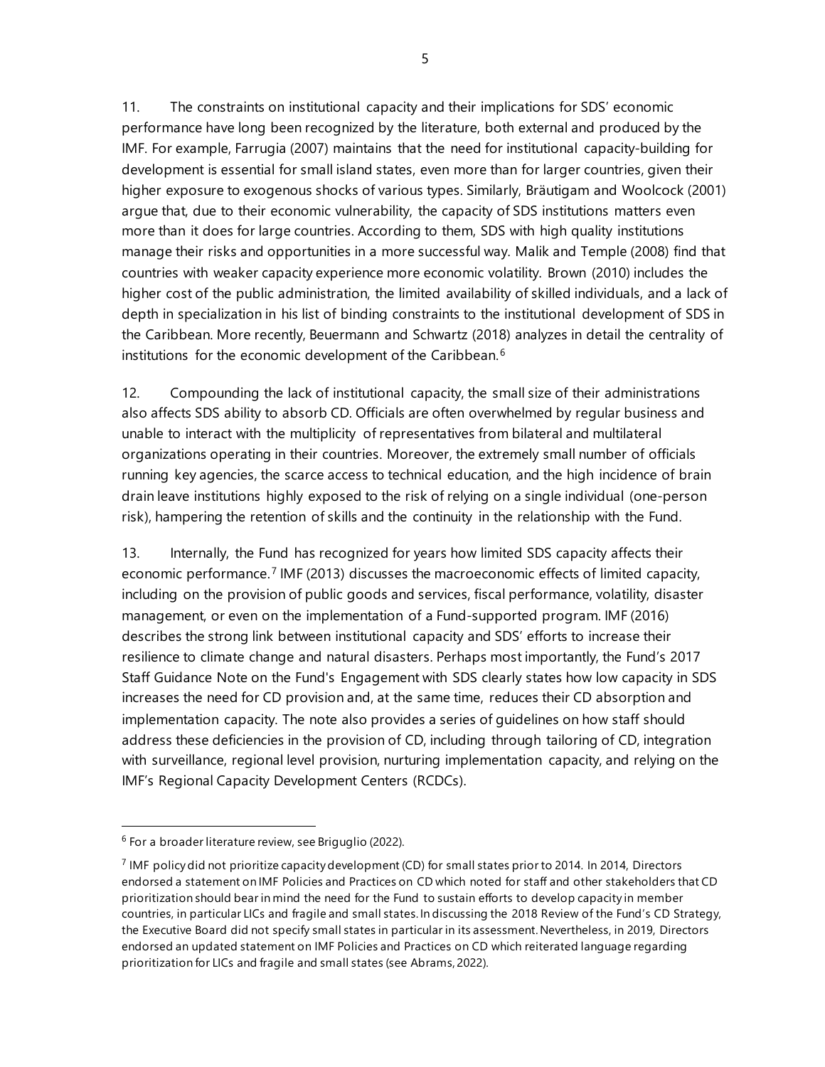11. The constraints on institutional capacity and their implications for SDS' economic performance have long been recognized by the literature, both external and produced by the IMF. For example, Farrugia (2007) maintains that the need for institutional capacity-building for development is essential for small island states, even more than for larger countries, given their higher exposure to exogenous shocks of various types. Similarly, Bräutigam and Woolcock (2001) argue that, due to their economic vulnerability, the capacity of SDS institutions matters even more than it does for large countries. According to them, SDS with high quality institutions manage their risks and opportunities in a more successful way. Malik and Temple (2008) find that countries with weaker capacity experience more economic volatility. Brown (2010) includes the higher cost of the public administration, the limited availability of skilled individuals, and a lack of depth in specialization in his list of binding constraints to the institutional development of SDS in the Caribbean. More recently, Beuermann and Schwartz (2018) analyzes in detail the centrality of institutions for the economic development of the Caribbean.[6]

12. Compounding the lack of institutional capacity, the small size of their administrations also affects SDS ability to absorb CD. Officials are often overwhelmed by regular business and unable to interact with the multiplicity of representatives from bilateral and multilateral organizations operating in their countries. Moreover, the extremely small number of officials running key agencies, the scarce access to technical education, and the high incidence of brain drain leave institutions highly exposed to the risk of relying on a single individual (one-person risk), hampering the retention of skills and the continuity in the relationship with the Fund.

13. Internally, the Fund has recognized for years how limited SDS capacity affects their economic performance.[7] IMF (2013) discusses the macroeconomic effects of limited capacity, including on the provision of public goods and services, fiscal performance, volatility, disaster management, or even on the implementation of a Fund-supported program. IMF (2016) describes the strong link between institutional capacity and SDS' efforts to increase their resilience to climate change and natural disasters. Perhaps most importantly, the Fund's 2017 Staff Guidance Note on the Fund's Engagement with SDS clearly states how low capacity in SDS increases the need for CD provision and, at the same time, reduces their CD absorption and implementation capacity. The note also provides a series of guidelines on how staff should address these deficiencies in the provision of CD, including through tailoring of CD, integration with surveillance, regional level provision, nurturing implementation capacity, and relying on the IMF's Regional Capacity Development Centers (RCDCs).

---

[6] For a broader literature review, see Briguglio (2022).

[7] IMF policy did not prioritize capacity development (CD) for small states prior to 2014. In 2014, Directors endorsed a statement on IMF Policies and Practices on CD which noted for staff and other stakeholders that CD prioritization should bear in mind the need for the Fund to sustain efforts to develop capacity in member countries, in particular LICs and fragile and small states. In discussing the 2018 Review of the Fund's CD Strategy, the Executive Board did not specify small states in particular in its assessment. Nevertheless, in 2019, Directors endorsed an updated statement on IMF Policies and Practices on CD which reiterated language regarding prioritization for LICs and fragile and small states (see Abrams, 2022).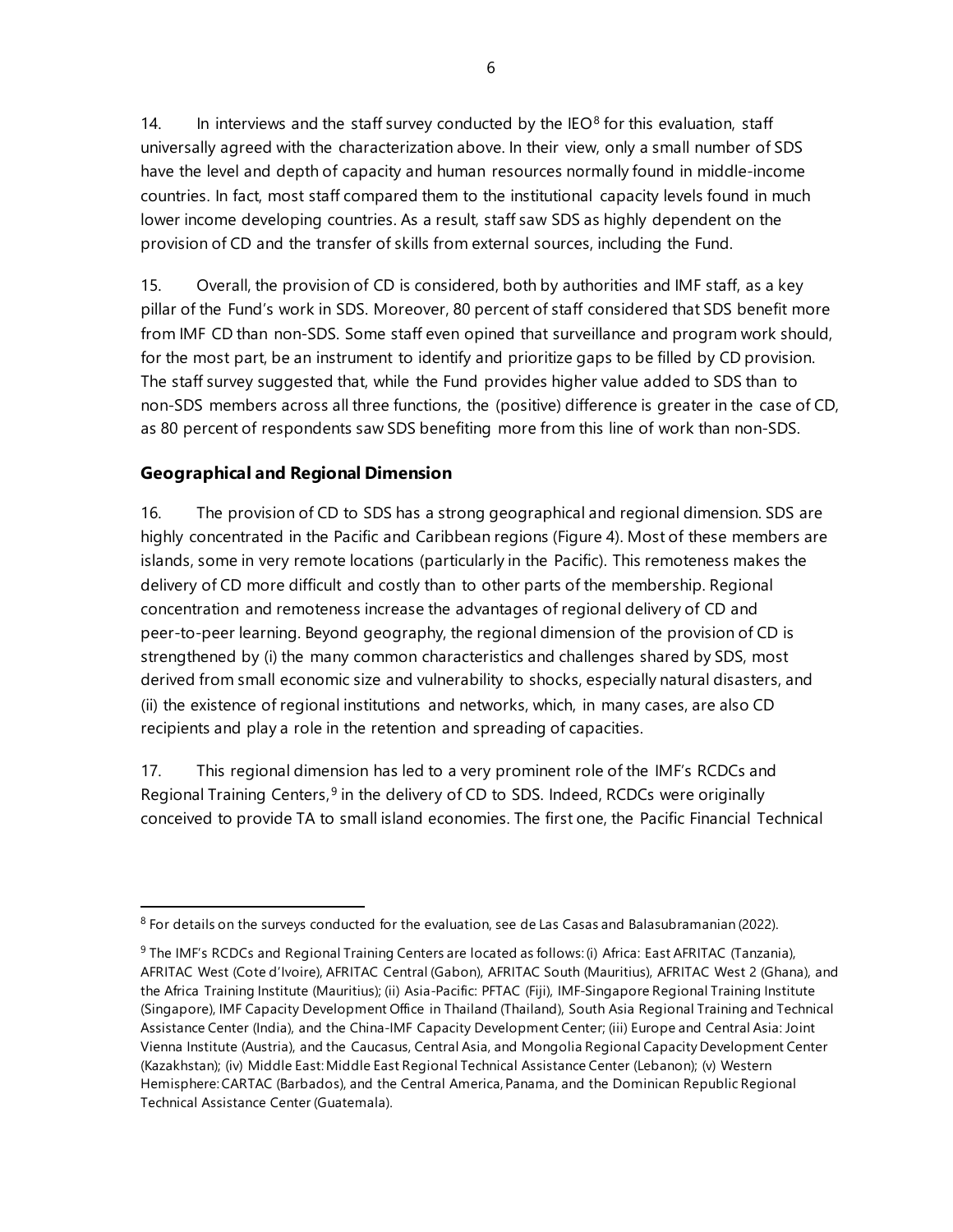14. In interviews and the staff survey conducted by the IEO[8] for this evaluation, staff universally agreed with the characterization above. In their view, only a small number of SDS have the level and depth of capacity and human resources normally found in middle-income countries. In fact, most staff compared them to the institutional capacity levels found in much lower income developing countries. As a result, staff saw SDS as highly dependent on the provision of CD and the transfer of skills from external sources, including the Fund.

15. Overall, the provision of CD is considered, both by authorities and IMF staff, as a key pillar of the Fund's work in SDS. Moreover, 80 percent of staff considered that SDS benefit more from IMF CD than non-SDS. Some staff even opined that surveillance and program work should, for the most part, be an instrument to identify and prioritize gaps to be filled by CD provision. The staff survey suggested that, while the Fund provides higher value added to SDS than to non-SDS members across all three functions, the (positive) difference is greater in the case of CD, as 80 percent of respondents saw SDS benefiting more from this line of work than non-SDS.

### Geographical and Regional Dimension

16. The provision of CD to SDS has a strong geographical and regional dimension. SDS are highly concentrated in the Pacific and Caribbean regions (Figure 4). Most of these members are islands, some in very remote locations (particularly in the Pacific). This remoteness makes the delivery of CD more difficult and costly than to other parts of the membership. Regional concentration and remoteness increase the advantages of regional delivery of CD and peer-to-peer learning. Beyond geography, the regional dimension of the provision of CD is strengthened by (i) the many common characteristics and challenges shared by SDS, most derived from small economic size and vulnerability to shocks, especially natural disasters, and (ii) the existence of regional institutions and networks, which, in many cases, are also CD recipients and play a role in the retention and spreading of capacities.

17. This regional dimension has led to a very prominent role of the IMF's RCDCs and Regional Training Centers,[9] in the delivery of CD to SDS. Indeed, RCDCs were originally conceived to provide TA to small island economies. The first one, the Pacific Financial Technical

[8] For details on the surveys conducted for the evaluation, see de Las Casas and Balasubramanian (2022).

[9] The IMF's RCDCs and Regional Training Centers are located as follows: (i) Africa: East AFRITAC (Tanzania), AFRITAC West (Cote d'Ivoire), AFRITAC Central (Gabon), AFRITAC South (Mauritius), AFRITAC West 2 (Ghana), and the Africa Training Institute (Mauritius); (ii) Asia-Pacific: PFTAC (Fiji), IMF-Singapore Regional Training Institute (Singapore), IMF Capacity Development Office in Thailand (Thailand), South Asia Regional Training and Technical Assistance Center (India), and the China-IMF Capacity Development Center; (iii) Europe and Central Asia: Joint Vienna Institute (Austria), and the Caucasus, Central Asia, and Mongolia Regional Capacity Development Center (Kazakhstan); (iv) Middle East: Middle East Regional Technical Assistance Center (Lebanon); (v) Western Hemisphere: CARTAC (Barbados), and the Central America, Panama, and the Dominican Republic Regional Technical Assistance Center (Guatemala).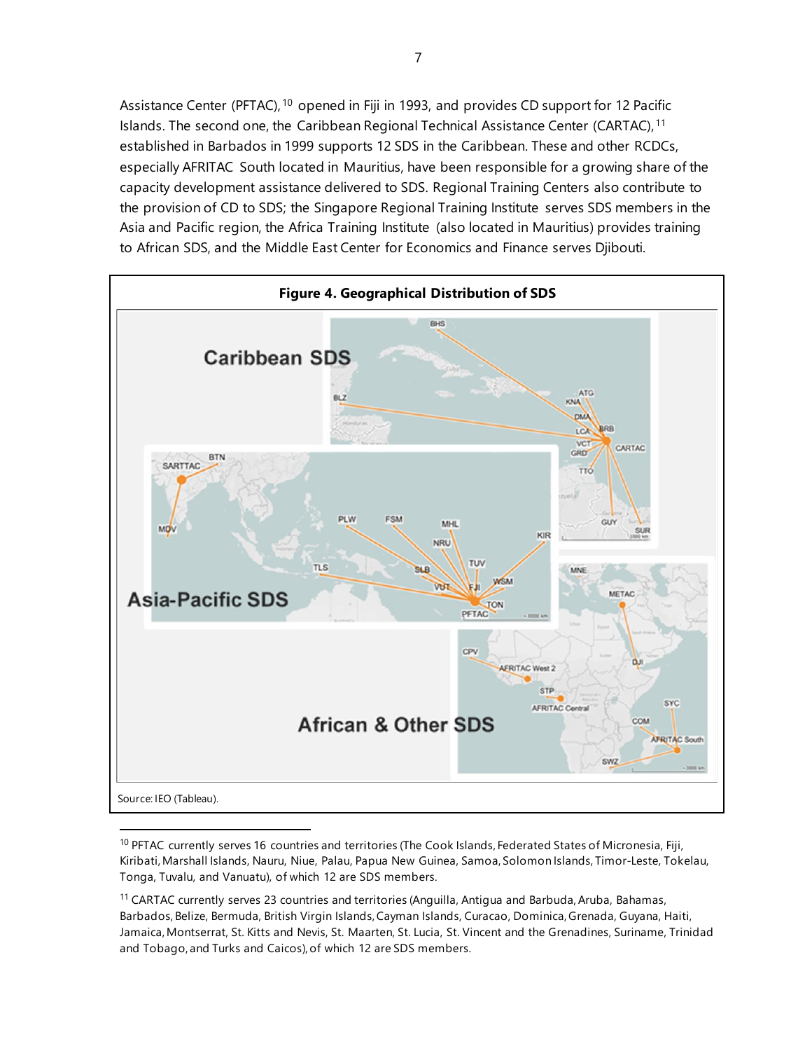Assistance Center (PFTAC),[10] opened in Fiji in 1993, and provides CD support for 12 Pacific Islands. The second one, the Caribbean Regional Technical Assistance Center (CARTAC),[11] established in Barbados in 1999 supports 12 SDS in the Caribbean. These and other RCDCs, especially AFRITAC South located in Mauritius, have been responsible for a growing share of the capacity development assistance delivered to SDS. Regional Training Centers also contribute to the provision of CD to SDS; the Singapore Regional Training Institute serves SDS members in the Asia and Pacific region, the Africa Training Institute (also located in Mauritius) provides training to African SDS, and the Middle East Center for Economics and Finance serves Djibouti.

**Figure 4. Geographical Distribution of SDS**

Source: IEO (Tableau).

---

[10] PFTAC currently serves 16 countries and territories (The Cook Islands, Federated States of Micronesia, Fiji, Kiribati, Marshall Islands, Nauru, Niue, Palau, Papua New Guinea, Samoa, Solomon Islands, Timor-Leste, Tokelau, Tonga, Tuvalu, and Vanuatu), of which 12 are SDS members.

[11] CARTAC currently serves 23 countries and territories (Anguilla, Antigua and Barbuda, Aruba, Bahamas, Barbados, Belize, Bermuda, British Virgin Islands, Cayman Islands, Curacao, Dominica, Grenada, Guyana, Haiti, Jamaica, Montserrat, St. Kitts and Nevis, St. Maarten, St. Lucia, St. Vincent and the Grenadines, Suriname, Trinidad and Tobago, and Turks and Caicos), of which 12 are SDS members.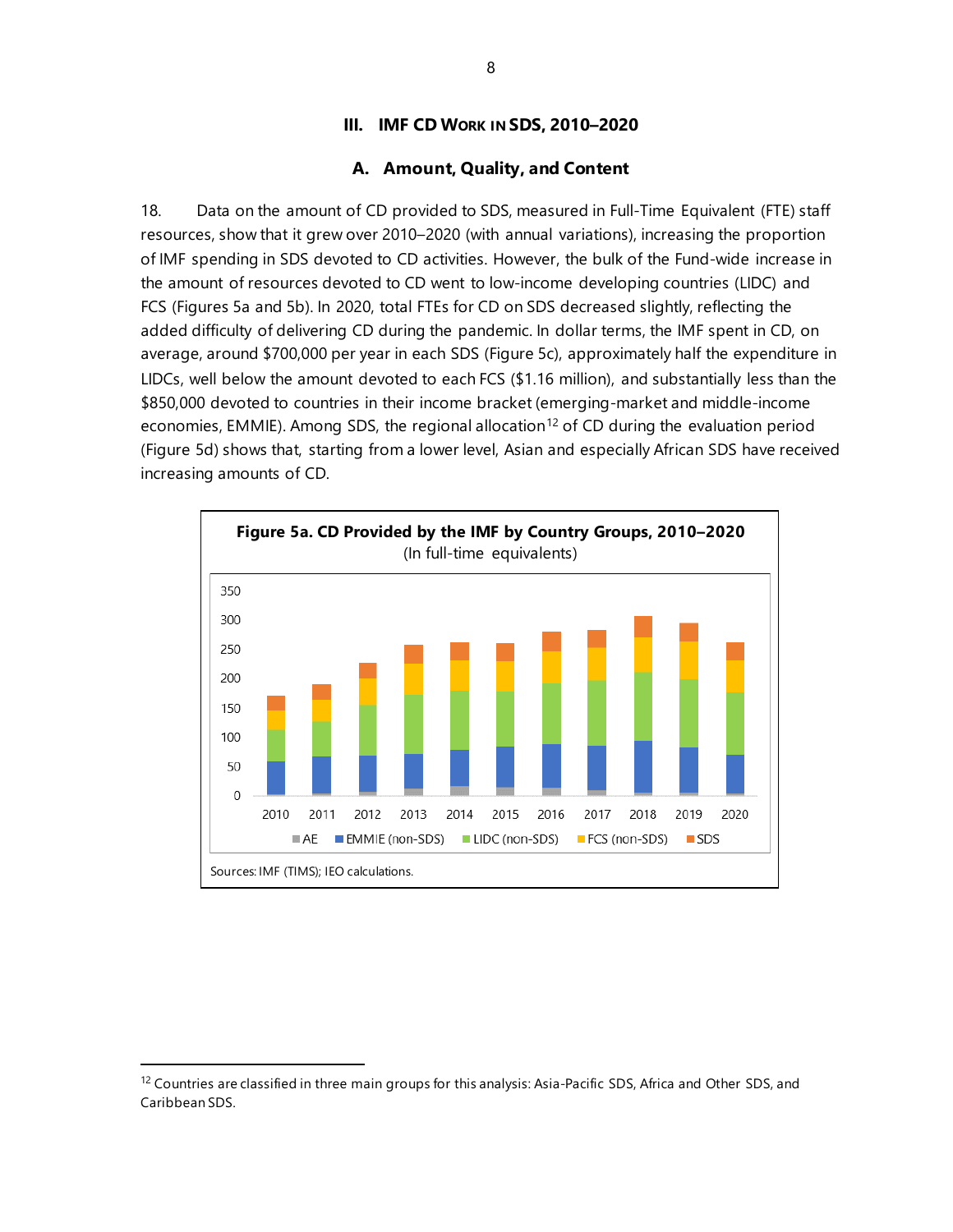## III. IMF CD Work in SDS, 2010–2020

### A. Amount, Quality, and Content

18. Data on the amount of CD provided to SDS, measured in Full-Time Equivalent (FTE) staff resources, show that it grew over 2010–2020 (with annual variations), increasing the proportion of IMF spending in SDS devoted to CD activities. However, the bulk of the Fund-wide increase in the amount of resources devoted to CD went to low-income developing countries (LIDC) and FCS (Figures 5a and 5b). In 2020, total FTEs for CD on SDS decreased slightly, reflecting the added difficulty of delivering CD during the pandemic. In dollar terms, the IMF spent in CD, on average, around $700,000 per year in each SDS (Figure 5c), approximately half the expenditure in LIDCs, well below the amount devoted to each FCS ($1.16 million), and substantially less than the $850,000 devoted to countries in their income bracket (emerging-market and middle-income economies, EMMIE). Among SDS, the regional allocation[12] of CD during the evaluation period (Figure 5d) shows that, starting from a lower level, Asian and especially African SDS have received increasing amounts of CD.

**Figure 5a. CD Provided by the IMF by Country Groups, 2010–2020**
(In full-time equivalents)

Sources: IMF (TIMS); IEO calculations.

[12] Countries are classified in three main groups for this analysis: Asia-Pacific SDS, Africa and Other SDS, and Caribbean SDS.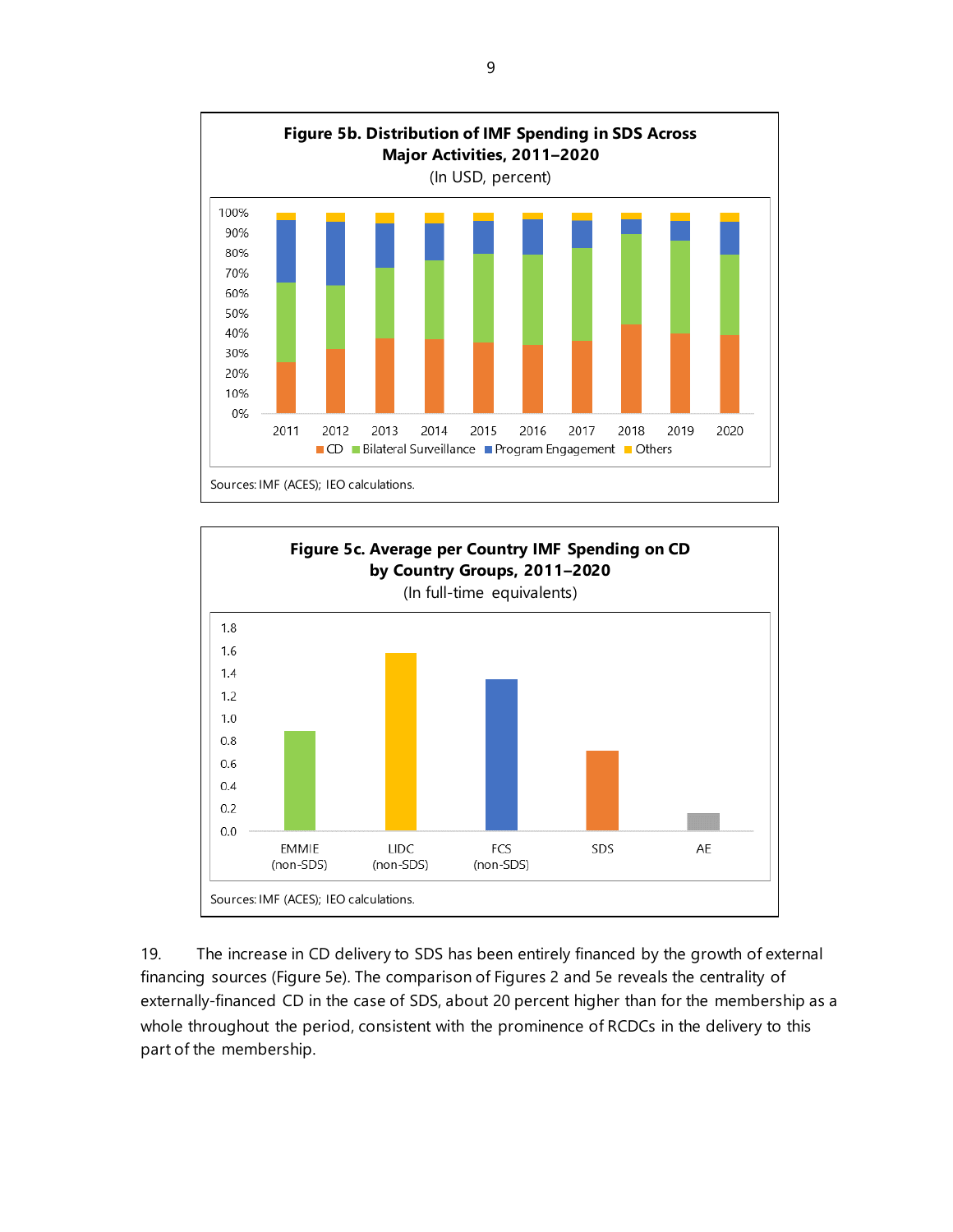**Figure 5b. Distribution of IMF Spending in SDS Across Major Activities, 2011–2020**

(In USD, percent)

Sources: IMF (ACES); IEO calculations.

**Figure 5c. Average per Country IMF Spending on CD by Country Groups, 2011–2020**

(In full-time equivalents)

Sources: IMF (ACES); IEO calculations.

19. The increase in CD delivery to SDS has been entirely financed by the growth of external financing sources (Figure 5e). The comparison of Figures 2 and 5e reveals the centrality of externally-financed CD in the case of SDS, about 20 percent higher than for the membership as a whole throughout the period, consistent with the prominence of RCDCs in the delivery to this part of the membership.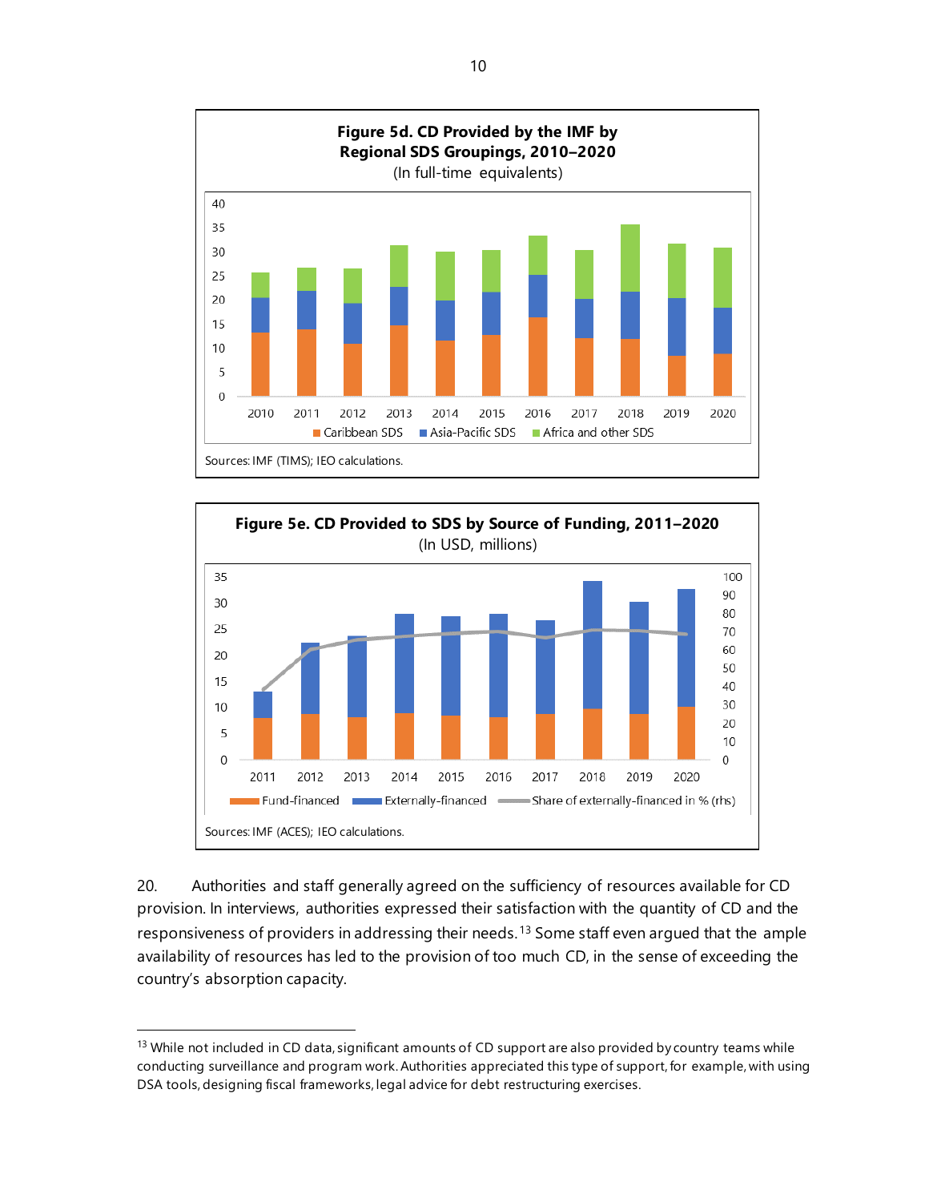**Figure 5d. CD Provided by the IMF by Regional SDS Groupings, 2010–2020**
(In full-time equivalents)

Sources: IMF (TIMS); IEO calculations.

**Figure 5e. CD Provided to SDS by Source of Funding, 2011–2020**
(In USD, millions)

Sources: IMF (ACES); IEO calculations.

20. Authorities and staff generally agreed on the sufficiency of resources available for CD provision. In interviews, authorities expressed their satisfaction with the quantity of CD and the responsiveness of providers in addressing their needs.[13] Some staff even argued that the ample availability of resources has led to the provision of too much CD, in the sense of exceeding the country's absorption capacity.

---

[13] While not included in CD data, significant amounts of CD support are also provided by country teams while conducting surveillance and program work. Authorities appreciated this type of support, for example, with using DSA tools, designing fiscal frameworks, legal advice for debt restructuring exercises.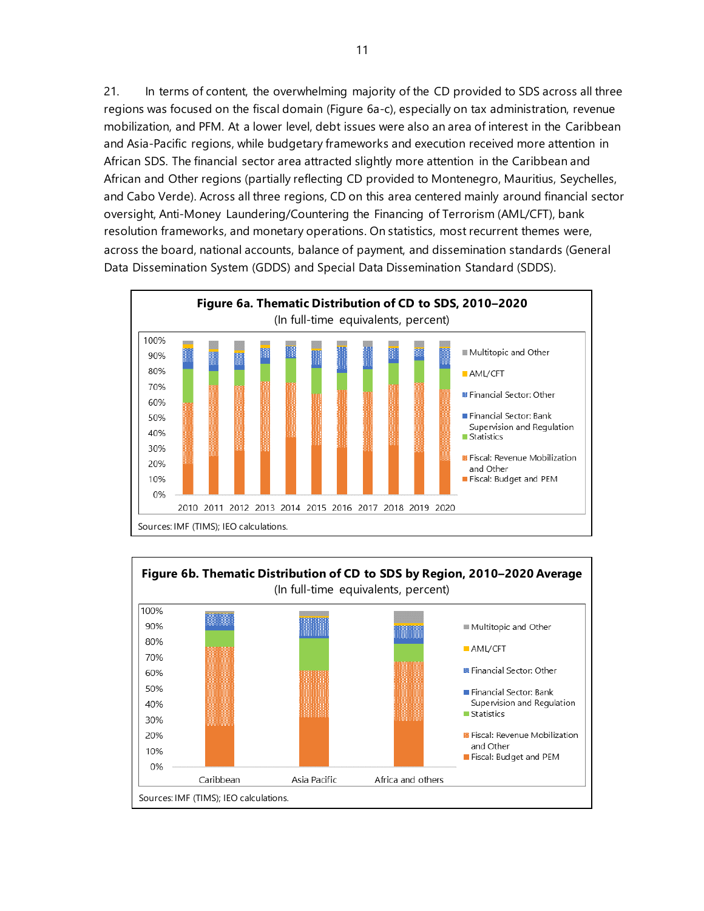21. In terms of content, the overwhelming majority of the CD provided to SDS across all three regions was focused on the fiscal domain (Figure 6a-c), especially on tax administration, revenue mobilization, and PFM. At a lower level, debt issues were also an area of interest in the Caribbean and Asia-Pacific regions, while budgetary frameworks and execution received more attention in African SDS. The financial sector area attracted slightly more attention in the Caribbean and African and Other regions (partially reflecting CD provided to Montenegro, Mauritius, Seychelles, and Cabo Verde). Across all three regions, CD on this area centered mainly around financial sector oversight, Anti-Money Laundering/Countering the Financing of Terrorism (AML/CFT), bank resolution frameworks, and monetary operations. On statistics, most recurrent themes were, across the board, national accounts, balance of payment, and dissemination standards (General Data Dissemination System (GDDS) and Special Data Dissemination Standard (SDDS).

**Figure 6a. Thematic Distribution of CD to SDS, 2010–2020**
(In full-time equivalents, percent)

Sources: IMF (TIMS); IEO calculations.

**Figure 6b. Thematic Distribution of CD to SDS by Region, 2010–2020 Average**
(In full-time equivalents, percent)

Sources: IMF (TIMS); IEO calculations.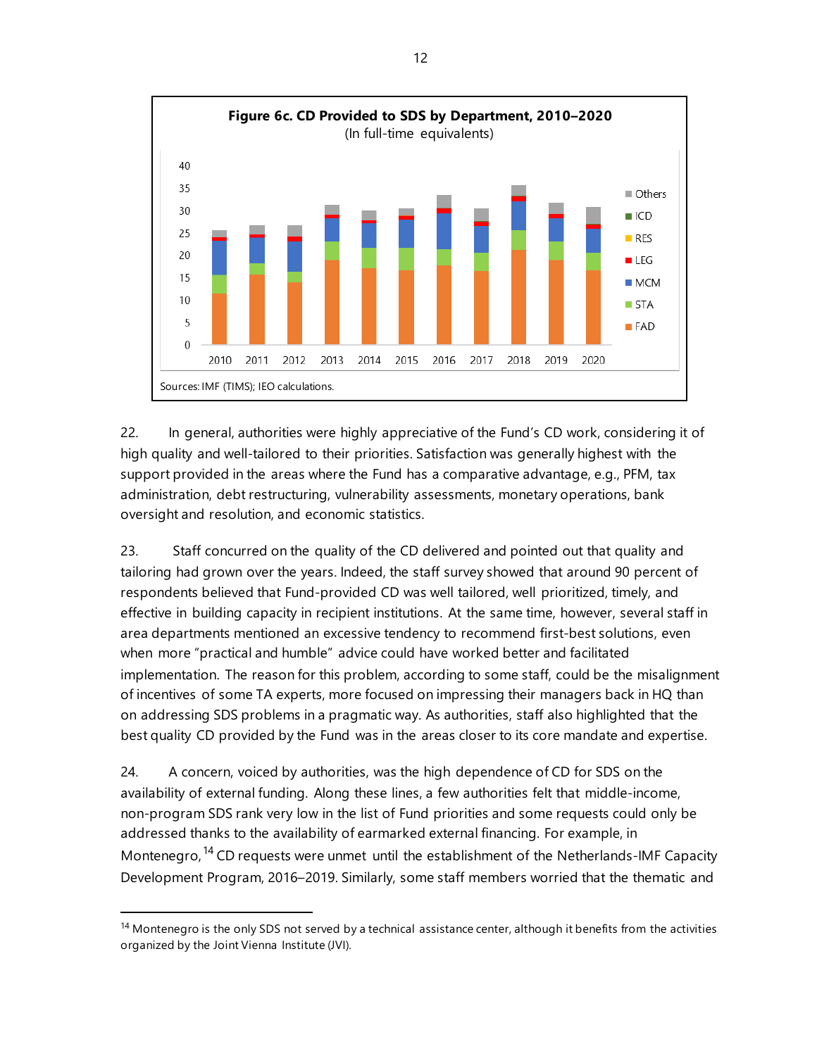**Figure 6c. CD Provided to SDS by Department, 2010–2020**
(In full-time equivalents)

Sources: IMF (TIMS); IEO calculations.

22. In general, authorities were highly appreciative of the Fund's CD work, considering it of high quality and well-tailored to their priorities. Satisfaction was generally highest with the support provided in the areas where the Fund has a comparative advantage, e.g., PFM, tax administration, debt restructuring, vulnerability assessments, monetary operations, bank oversight and resolution, and economic statistics.

23. Staff concurred on the quality of the CD delivered and pointed out that quality and tailoring had grown over the years. Indeed, the staff survey showed that around 90 percent of respondents believed that Fund-provided CD was well tailored, well prioritized, timely, and effective in building capacity in recipient institutions. At the same time, however, several staff in area departments mentioned an excessive tendency to recommend first-best solutions, even when more "practical and humble" advice could have worked better and facilitated implementation. The reason for this problem, according to some staff, could be the misalignment of incentives of some TA experts, more focused on impressing their managers back in HQ than on addressing SDS problems in a pragmatic way. As authorities, staff also highlighted that the best quality CD provided by the Fund was in the areas closer to its core mandate and expertise.

24. A concern, voiced by authorities, was the high dependence of CD for SDS on the availability of external funding. Along these lines, a few authorities felt that middle-income, non-program SDS rank very low in the list of Fund priorities and some requests could only be addressed thanks to the availability of earmarked external financing. For example, in Montenegro,[14] CD requests were unmet until the establishment of the Netherlands-IMF Capacity Development Program, 2016–2019. Similarly, some staff members worried that the thematic and

[14] Montenegro is the only SDS not served by a technical assistance center, although it benefits from the activities organized by the Joint Vienna Institute (JVI).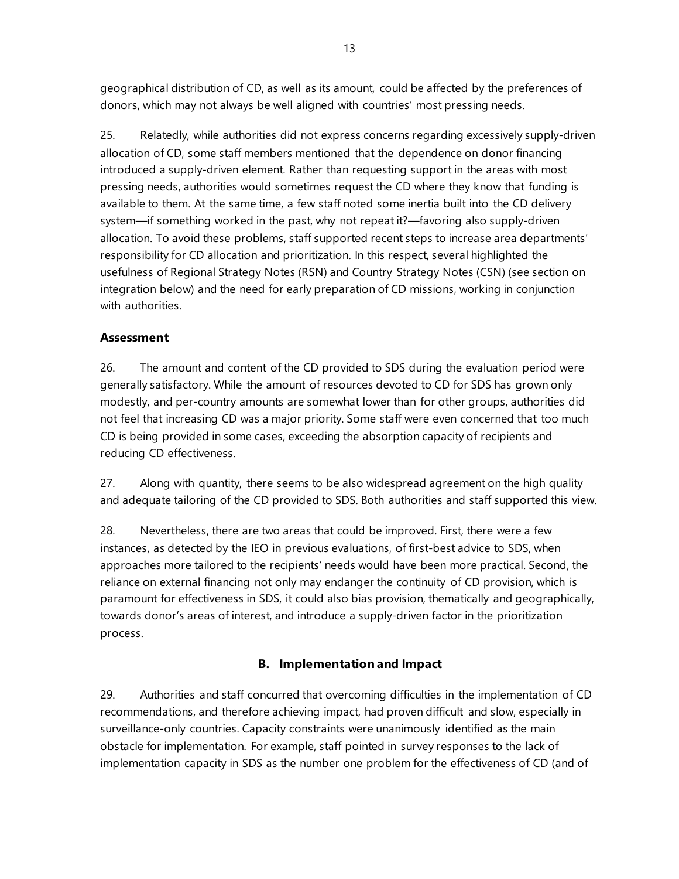geographical distribution of CD, as well as its amount, could be affected by the preferences of donors, which may not always be well aligned with countries' most pressing needs.

25. Relatedly, while authorities did not express concerns regarding excessively supply-driven allocation of CD, some staff members mentioned that the dependence on donor financing introduced a supply-driven element. Rather than requesting support in the areas with most pressing needs, authorities would sometimes request the CD where they know that funding is available to them. At the same time, a few staff noted some inertia built into the CD delivery system—if something worked in the past, why not repeat it?—favoring also supply-driven allocation. To avoid these problems, staff supported recent steps to increase area departments' responsibility for CD allocation and prioritization. In this respect, several highlighted the usefulness of Regional Strategy Notes (RSN) and Country Strategy Notes (CSN) (see section on integration below) and the need for early preparation of CD missions, working in conjunction with authorities.

### Assessment

26. The amount and content of the CD provided to SDS during the evaluation period were generally satisfactory. While the amount of resources devoted to CD for SDS has grown only modestly, and per-country amounts are somewhat lower than for other groups, authorities did not feel that increasing CD was a major priority. Some staff were even concerned that too much CD is being provided in some cases, exceeding the absorption capacity of recipients and reducing CD effectiveness.

27. Along with quantity, there seems to be also widespread agreement on the high quality and adequate tailoring of the CD provided to SDS. Both authorities and staff supported this view.

28. Nevertheless, there are two areas that could be improved. First, there were a few instances, as detected by the IEO in previous evaluations, of first-best advice to SDS, when approaches more tailored to the recipients' needs would have been more practical. Second, the reliance on external financing not only may endanger the continuity of CD provision, which is paramount for effectiveness in SDS, it could also bias provision, thematically and geographically, towards donor's areas of interest, and introduce a supply-driven factor in the prioritization process.

## B. Implementation and Impact

29. Authorities and staff concurred that overcoming difficulties in the implementation of CD recommendations, and therefore achieving impact, had proven difficult and slow, especially in surveillance-only countries. Capacity constraints were unanimously identified as the main obstacle for implementation. For example, staff pointed in survey responses to the lack of implementation capacity in SDS as the number one problem for the effectiveness of CD (and of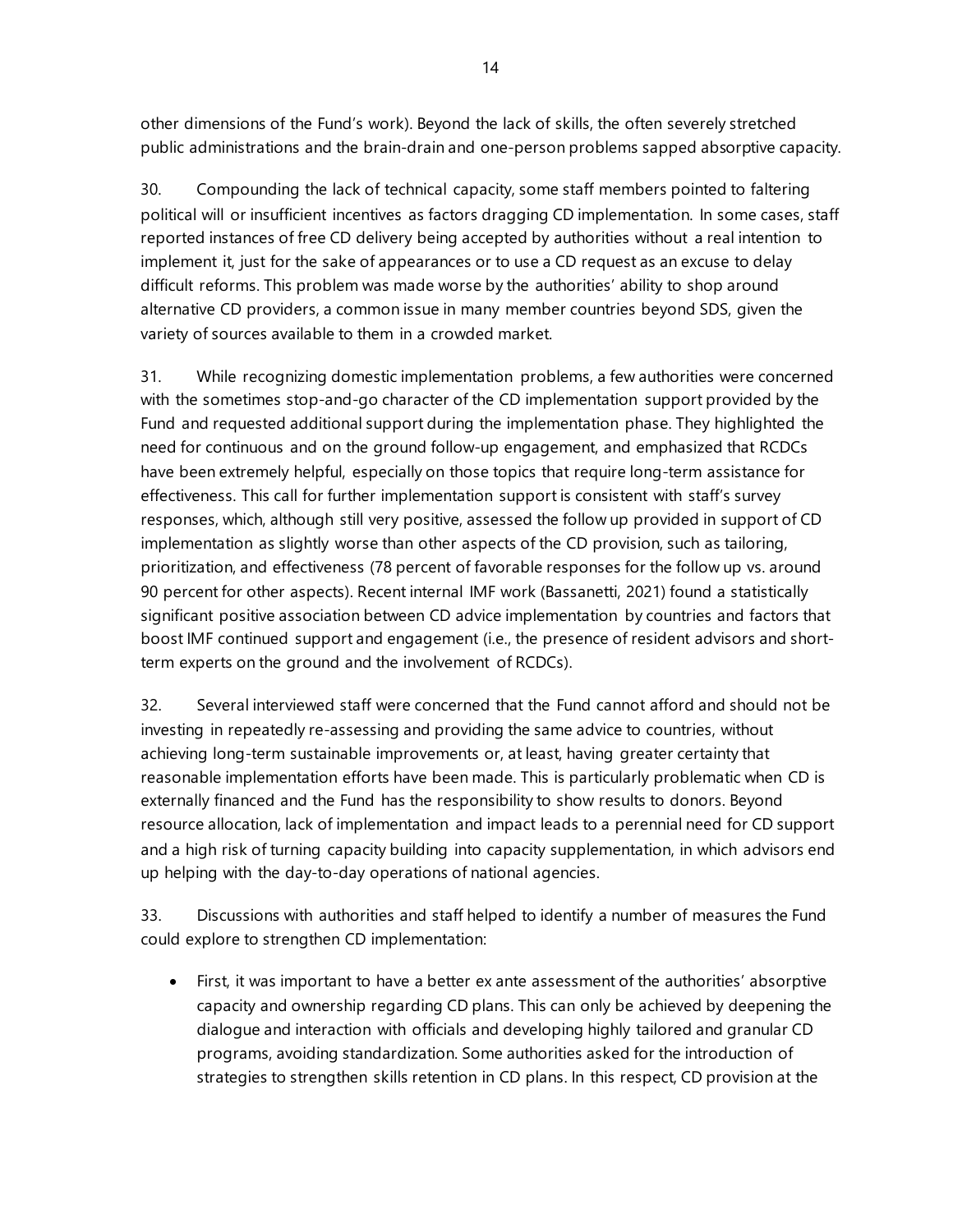other dimensions of the Fund's work). Beyond the lack of skills, the often severely stretched public administrations and the brain-drain and one-person problems sapped absorptive capacity.

30. Compounding the lack of technical capacity, some staff members pointed to faltering political will or insufficient incentives as factors dragging CD implementation. In some cases, staff reported instances of free CD delivery being accepted by authorities without a real intention to implement it, just for the sake of appearances or to use a CD request as an excuse to delay difficult reforms. This problem was made worse by the authorities' ability to shop around alternative CD providers, a common issue in many member countries beyond SDS, given the variety of sources available to them in a crowded market.

31. While recognizing domestic implementation problems, a few authorities were concerned with the sometimes stop-and-go character of the CD implementation support provided by the Fund and requested additional support during the implementation phase. They highlighted the need for continuous and on the ground follow-up engagement, and emphasized that RCDCs have been extremely helpful, especially on those topics that require long-term assistance for effectiveness. This call for further implementation support is consistent with staff's survey responses, which, although still very positive, assessed the follow up provided in support of CD implementation as slightly worse than other aspects of the CD provision, such as tailoring, prioritization, and effectiveness (78 percent of favorable responses for the follow up vs. around 90 percent for other aspects). Recent internal IMF work (Bassanetti, 2021) found a statistically significant positive association between CD advice implementation by countries and factors that boost IMF continued support and engagement (i.e., the presence of resident advisors and short-term experts on the ground and the involvement of RCDCs).

32. Several interviewed staff were concerned that the Fund cannot afford and should not be investing in repeatedly re-assessing and providing the same advice to countries, without achieving long-term sustainable improvements or, at least, having greater certainty that reasonable implementation efforts have been made. This is particularly problematic when CD is externally financed and the Fund has the responsibility to show results to donors. Beyond resource allocation, lack of implementation and impact leads to a perennial need for CD support and a high risk of turning capacity building into capacity supplementation, in which advisors end up helping with the day-to-day operations of national agencies.

33. Discussions with authorities and staff helped to identify a number of measures the Fund could explore to strengthen CD implementation:

- First, it was important to have a better ex ante assessment of the authorities' absorptive capacity and ownership regarding CD plans. This can only be achieved by deepening the dialogue and interaction with officials and developing highly tailored and granular CD programs, avoiding standardization. Some authorities asked for the introduction of strategies to strengthen skills retention in CD plans. In this respect, CD provision at the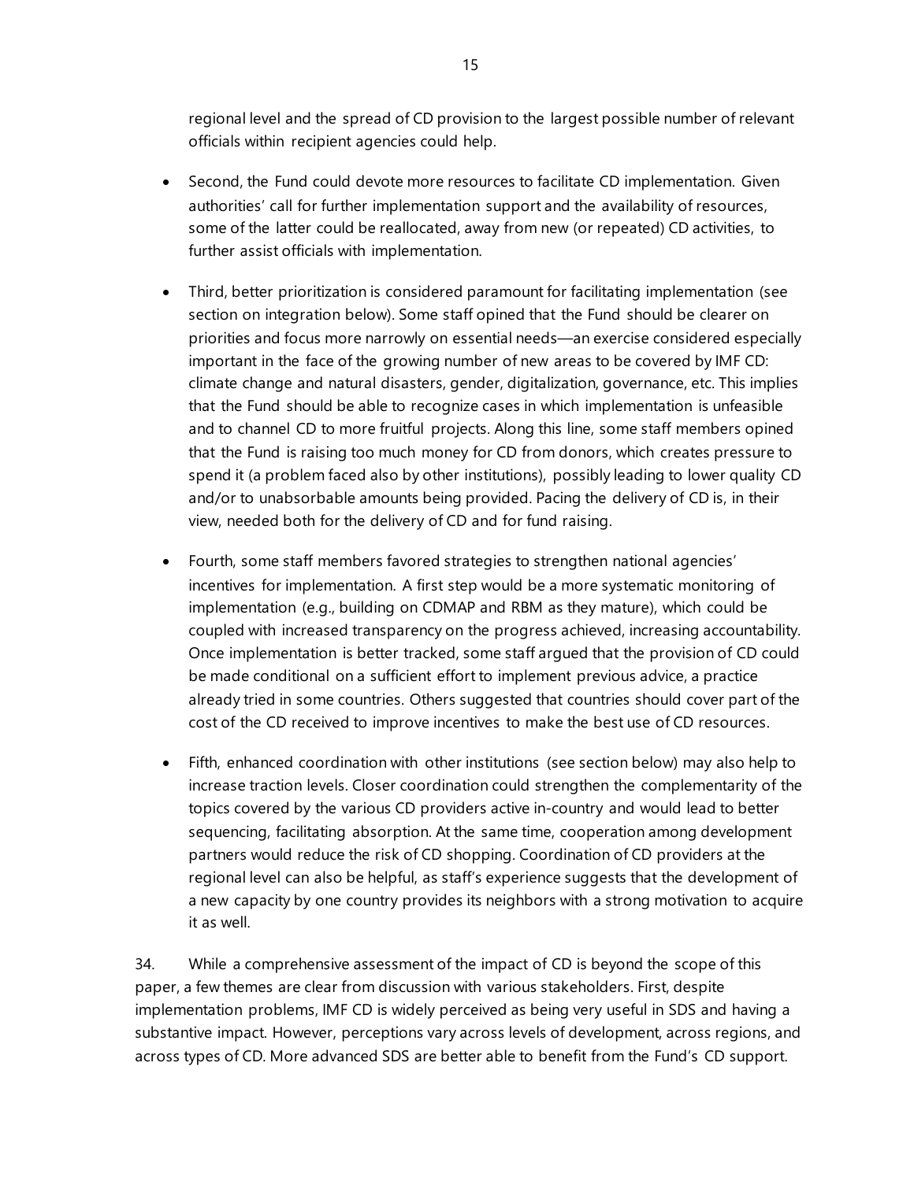regional level and the spread of CD provision to the largest possible number of relevant officials within recipient agencies could help.

- Second, the Fund could devote more resources to facilitate CD implementation. Given authorities' call for further implementation support and the availability of resources, some of the latter could be reallocated, away from new (or repeated) CD activities, to further assist officials with implementation.

- Third, better prioritization is considered paramount for facilitating implementation (see section on integration below). Some staff opined that the Fund should be clearer on priorities and focus more narrowly on essential needs—an exercise considered especially important in the face of the growing number of new areas to be covered by IMF CD: climate change and natural disasters, gender, digitalization, governance, etc. This implies that the Fund should be able to recognize cases in which implementation is unfeasible and to channel CD to more fruitful projects. Along this line, some staff members opined that the Fund is raising too much money for CD from donors, which creates pressure to spend it (a problem faced also by other institutions), possibly leading to lower quality CD and/or to unabsorbable amounts being provided. Pacing the delivery of CD is, in their view, needed both for the delivery of CD and for fund raising.

- Fourth, some staff members favored strategies to strengthen national agencies' incentives for implementation. A first step would be a more systematic monitoring of implementation (e.g., building on CDMAP and RBM as they mature), which could be coupled with increased transparency on the progress achieved, increasing accountability. Once implementation is better tracked, some staff argued that the provision of CD could be made conditional on a sufficient effort to implement previous advice, a practice already tried in some countries. Others suggested that countries should cover part of the cost of the CD received to improve incentives to make the best use of CD resources.

- Fifth, enhanced coordination with other institutions (see section below) may also help to increase traction levels. Closer coordination could strengthen the complementarity of the topics covered by the various CD providers active in-country and would lead to better sequencing, facilitating absorption. At the same time, cooperation among development partners would reduce the risk of CD shopping. Coordination of CD providers at the regional level can also be helpful, as staff's experience suggests that the development of a new capacity by one country provides its neighbors with a strong motivation to acquire it as well.

34. While a comprehensive assessment of the impact of CD is beyond the scope of this paper, a few themes are clear from discussion with various stakeholders. First, despite implementation problems, IMF CD is widely perceived as being very useful in SDS and having a substantive impact. However, perceptions vary across levels of development, across regions, and across types of CD. More advanced SDS are better able to benefit from the Fund's CD support.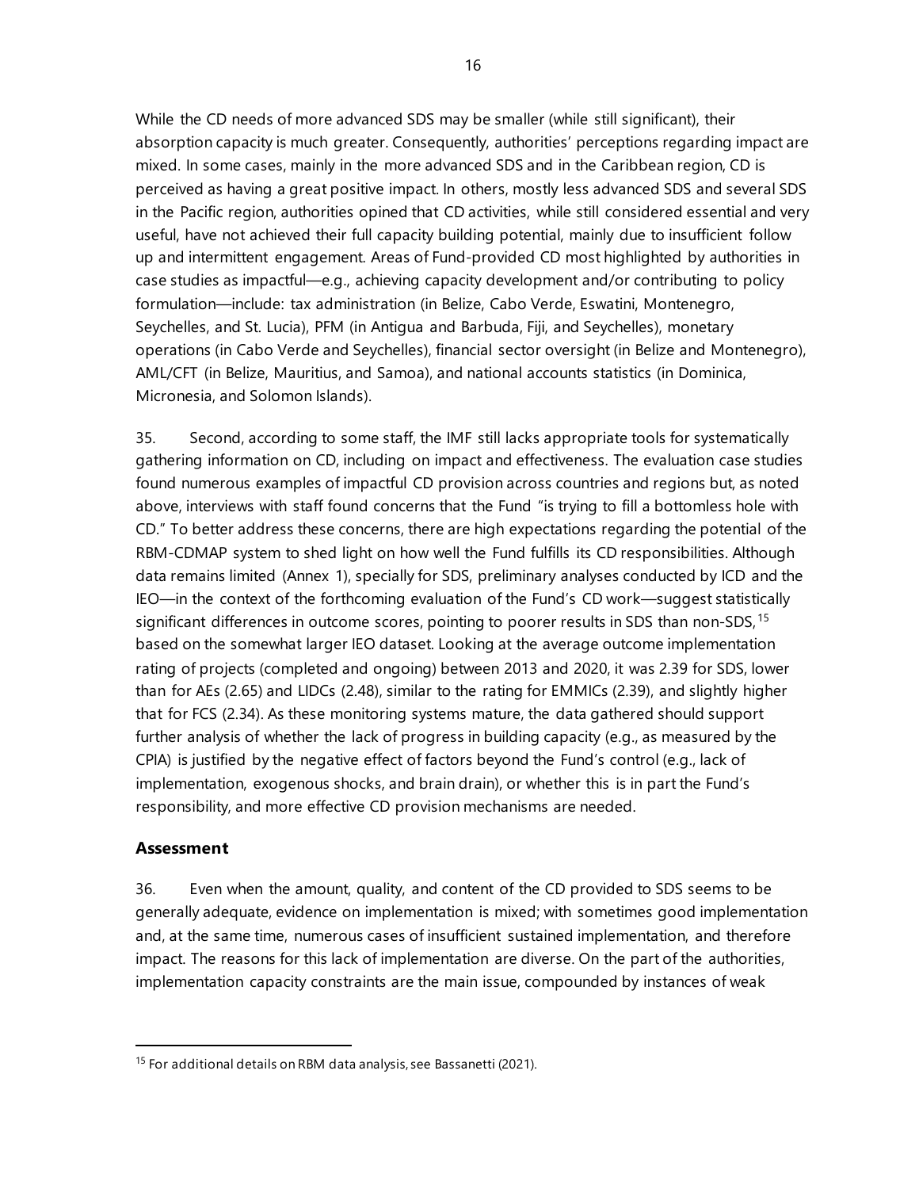While the CD needs of more advanced SDS may be smaller (while still significant), their absorption capacity is much greater. Consequently, authorities' perceptions regarding impact are mixed. In some cases, mainly in the more advanced SDS and in the Caribbean region, CD is perceived as having a great positive impact. In others, mostly less advanced SDS and several SDS in the Pacific region, authorities opined that CD activities, while still considered essential and very useful, have not achieved their full capacity building potential, mainly due to insufficient follow up and intermittent engagement. Areas of Fund-provided CD most highlighted by authorities in case studies as impactful—e.g., achieving capacity development and/or contributing to policy formulation—include: tax administration (in Belize, Cabo Verde, Eswatini, Montenegro, Seychelles, and St. Lucia), PFM (in Antigua and Barbuda, Fiji, and Seychelles), monetary operations (in Cabo Verde and Seychelles), financial sector oversight (in Belize and Montenegro), AML/CFT (in Belize, Mauritius, and Samoa), and national accounts statistics (in Dominica, Micronesia, and Solomon Islands).

35. Second, according to some staff, the IMF still lacks appropriate tools for systematically gathering information on CD, including on impact and effectiveness. The evaluation case studies found numerous examples of impactful CD provision across countries and regions but, as noted above, interviews with staff found concerns that the Fund "is trying to fill a bottomless hole with CD." To better address these concerns, there are high expectations regarding the potential of the RBM-CDMAP system to shed light on how well the Fund fulfills its CD responsibilities. Although data remains limited (Annex 1), specially for SDS, preliminary analyses conducted by ICD and the IEO—in the context of the forthcoming evaluation of the Fund's CD work—suggest statistically significant differences in outcome scores, pointing to poorer results in SDS than non-SDS,[15] based on the somewhat larger IEO dataset. Looking at the average outcome implementation rating of projects (completed and ongoing) between 2013 and 2020, it was 2.39 for SDS, lower than for AEs (2.65) and LIDCs (2.48), similar to the rating for EMMICs (2.39), and slightly higher that for FCS (2.34). As these monitoring systems mature, the data gathered should support further analysis of whether the lack of progress in building capacity (e.g., as measured by the CPIA) is justified by the negative effect of factors beyond the Fund's control (e.g., lack of implementation, exogenous shocks, and brain drain), or whether this is in part the Fund's responsibility, and more effective CD provision mechanisms are needed.

### Assessment

36. Even when the amount, quality, and content of the CD provided to SDS seems to be generally adequate, evidence on implementation is mixed; with sometimes good implementation and, at the same time, numerous cases of insufficient sustained implementation, and therefore impact. The reasons for this lack of implementation are diverse. On the part of the authorities, implementation capacity constraints are the main issue, compounded by instances of weak

[15] For additional details on RBM data analysis, see Bassanetti (2021).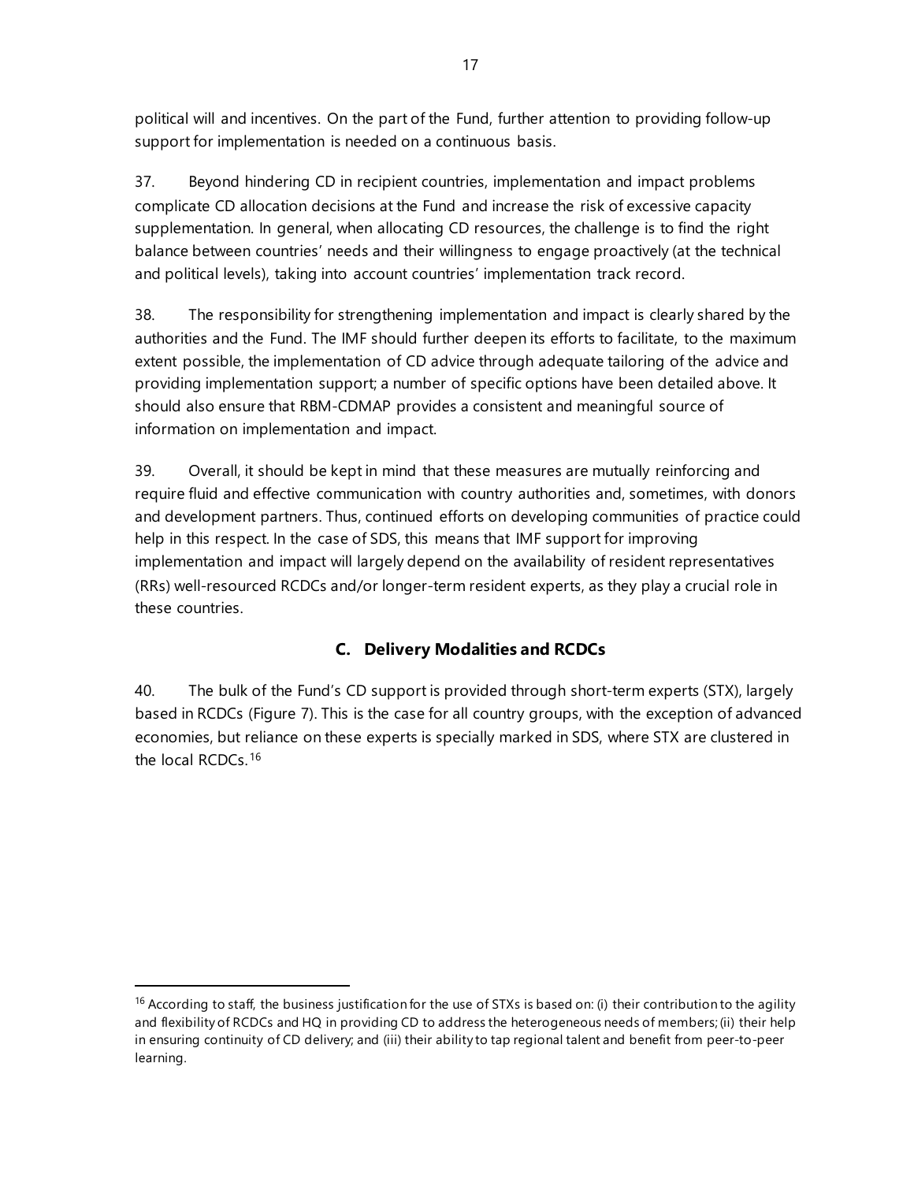political will and incentives. On the part of the Fund, further attention to providing follow-up support for implementation is needed on a continuous basis.

37. Beyond hindering CD in recipient countries, implementation and impact problems complicate CD allocation decisions at the Fund and increase the risk of excessive capacity supplementation. In general, when allocating CD resources, the challenge is to find the right balance between countries' needs and their willingness to engage proactively (at the technical and political levels), taking into account countries' implementation track record.

38. The responsibility for strengthening implementation and impact is clearly shared by the authorities and the Fund. The IMF should further deepen its efforts to facilitate, to the maximum extent possible, the implementation of CD advice through adequate tailoring of the advice and providing implementation support; a number of specific options have been detailed above. It should also ensure that RBM-CDMAP provides a consistent and meaningful source of information on implementation and impact.

39. Overall, it should be kept in mind that these measures are mutually reinforcing and require fluid and effective communication with country authorities and, sometimes, with donors and development partners. Thus, continued efforts on developing communities of practice could help in this respect. In the case of SDS, this means that IMF support for improving implementation and impact will largely depend on the availability of resident representatives (RRs) well-resourced RCDCs and/or longer-term resident experts, as they play a crucial role in these countries.

## C. Delivery Modalities and RCDCs

40. The bulk of the Fund's CD support is provided through short-term experts (STX), largely based in RCDCs (Figure 7). This is the case for all country groups, with the exception of advanced economies, but reliance on these experts is specially marked in SDS, where STX are clustered in the local RCDCs.[16]

[16] According to staff, the business justification for the use of STXs is based on: (i) their contribution to the agility and flexibility of RCDCs and HQ in providing CD to address the heterogeneous needs of members; (ii) their help in ensuring continuity of CD delivery; and (iii) their ability to tap regional talent and benefit from peer-to-peer learning.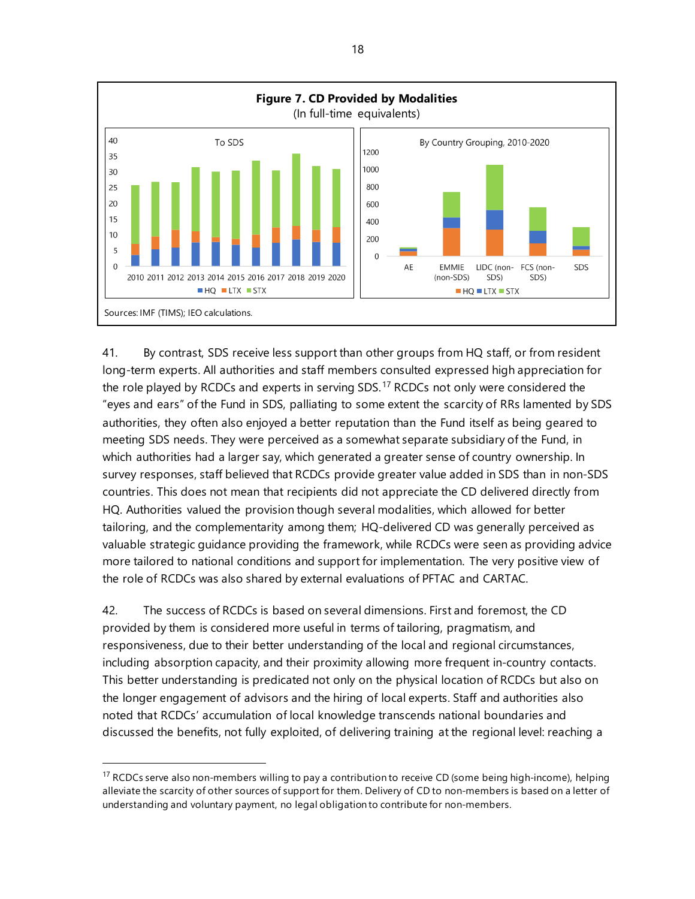**Figure 7. CD Provided by Modalities**
(In full-time equivalents)

Sources: IMF (TIMS); IEO calculations.

41. By contrast, SDS receive less support than other groups from HQ staff, or from resident long-term experts. All authorities and staff members consulted expressed high appreciation for the role played by RCDCs and experts in serving SDS.[17] RCDCs not only were considered the "eyes and ears" of the Fund in SDS, palliating to some extent the scarcity of RRs lamented by SDS authorities, they often also enjoyed a better reputation than the Fund itself as being geared to meeting SDS needs. They were perceived as a somewhat separate subsidiary of the Fund, in which authorities had a larger say, which generated a greater sense of country ownership. In survey responses, staff believed that RCDCs provide greater value added in SDS than in non-SDS countries. This does not mean that recipients did not appreciate the CD delivered directly from HQ. Authorities valued the provision though several modalities, which allowed for better tailoring, and the complementarity among them; HQ-delivered CD was generally perceived as valuable strategic guidance providing the framework, while RCDCs were seen as providing advice more tailored to national conditions and support for implementation. The very positive view of the role of RCDCs was also shared by external evaluations of PFTAC and CARTAC.

42. The success of RCDCs is based on several dimensions. First and foremost, the CD provided by them is considered more useful in terms of tailoring, pragmatism, and responsiveness, due to their better understanding of the local and regional circumstances, including absorption capacity, and their proximity allowing more frequent in-country contacts. This better understanding is predicated not only on the physical location of RCDCs but also on the longer engagement of advisors and the hiring of local experts. Staff and authorities also noted that RCDCs' accumulation of local knowledge transcends national boundaries and discussed the benefits, not fully exploited, of delivering training at the regional level: reaching a

[17] RCDCs serve also non-members willing to pay a contribution to receive CD (some being high-income), helping alleviate the scarcity of other sources of support for them. Delivery of CD to non-members is based on a letter of understanding and voluntary payment, no legal obligation to contribute for non-members.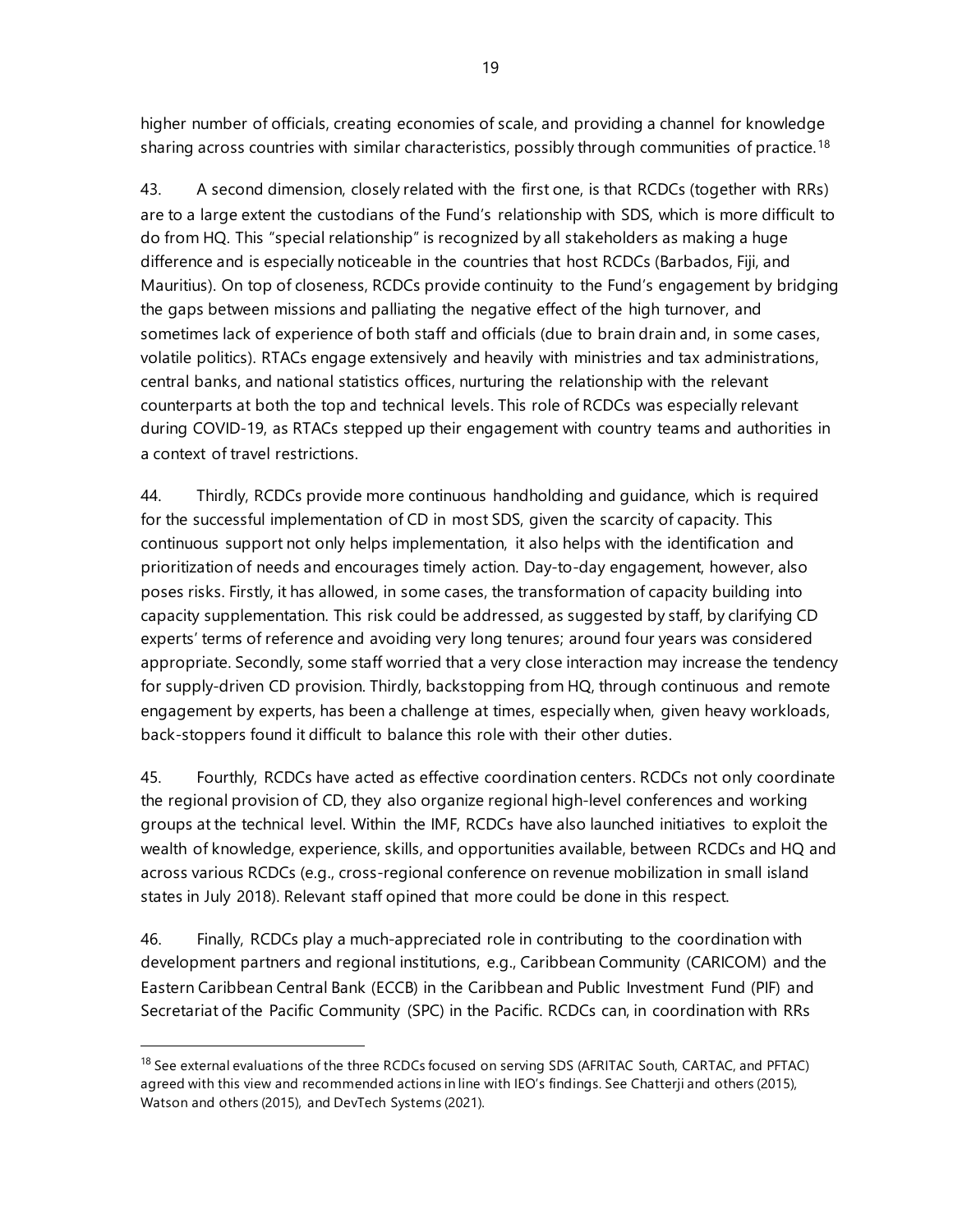higher number of officials, creating economies of scale, and providing a channel for knowledge sharing across countries with similar characteristics, possibly through communities of practice.[18]

43. A second dimension, closely related with the first one, is that RCDCs (together with RRs) are to a large extent the custodians of the Fund's relationship with SDS, which is more difficult to do from HQ. This "special relationship" is recognized by all stakeholders as making a huge difference and is especially noticeable in the countries that host RCDCs (Barbados, Fiji, and Mauritius). On top of closeness, RCDCs provide continuity to the Fund's engagement by bridging the gaps between missions and palliating the negative effect of the high turnover, and sometimes lack of experience of both staff and officials (due to brain drain and, in some cases, volatile politics). RTACs engage extensively and heavily with ministries and tax administrations, central banks, and national statistics offices, nurturing the relationship with the relevant counterparts at both the top and technical levels. This role of RCDCs was especially relevant during COVID-19, as RTACs stepped up their engagement with country teams and authorities in a context of travel restrictions.

44. Thirdly, RCDCs provide more continuous handholding and guidance, which is required for the successful implementation of CD in most SDS, given the scarcity of capacity. This continuous support not only helps implementation, it also helps with the identification and prioritization of needs and encourages timely action. Day-to-day engagement, however, also poses risks. Firstly, it has allowed, in some cases, the transformation of capacity building into capacity supplementation. This risk could be addressed, as suggested by staff, by clarifying CD experts' terms of reference and avoiding very long tenures; around four years was considered appropriate. Secondly, some staff worried that a very close interaction may increase the tendency for supply-driven CD provision. Thirdly, backstopping from HQ, through continuous and remote engagement by experts, has been a challenge at times, especially when, given heavy workloads, back-stoppers found it difficult to balance this role with their other duties.

45. Fourthly, RCDCs have acted as effective coordination centers. RCDCs not only coordinate the regional provision of CD, they also organize regional high-level conferences and working groups at the technical level. Within the IMF, RCDCs have also launched initiatives to exploit the wealth of knowledge, experience, skills, and opportunities available, between RCDCs and HQ and across various RCDCs (e.g., cross-regional conference on revenue mobilization in small island states in July 2018). Relevant staff opined that more could be done in this respect.

46. Finally, RCDCs play a much-appreciated role in contributing to the coordination with development partners and regional institutions, e.g., Caribbean Community (CARICOM) and the Eastern Caribbean Central Bank (ECCB) in the Caribbean and Public Investment Fund (PIF) and Secretariat of the Pacific Community (SPC) in the Pacific. RCDCs can, in coordination with RRs

---

[18] See external evaluations of the three RCDCs focused on serving SDS (AFRITAC South, CARTAC, and PFTAC) agreed with this view and recommended actions in line with IEO's findings. See Chatterji and others (2015), Watson and others (2015), and DevTech Systems (2021).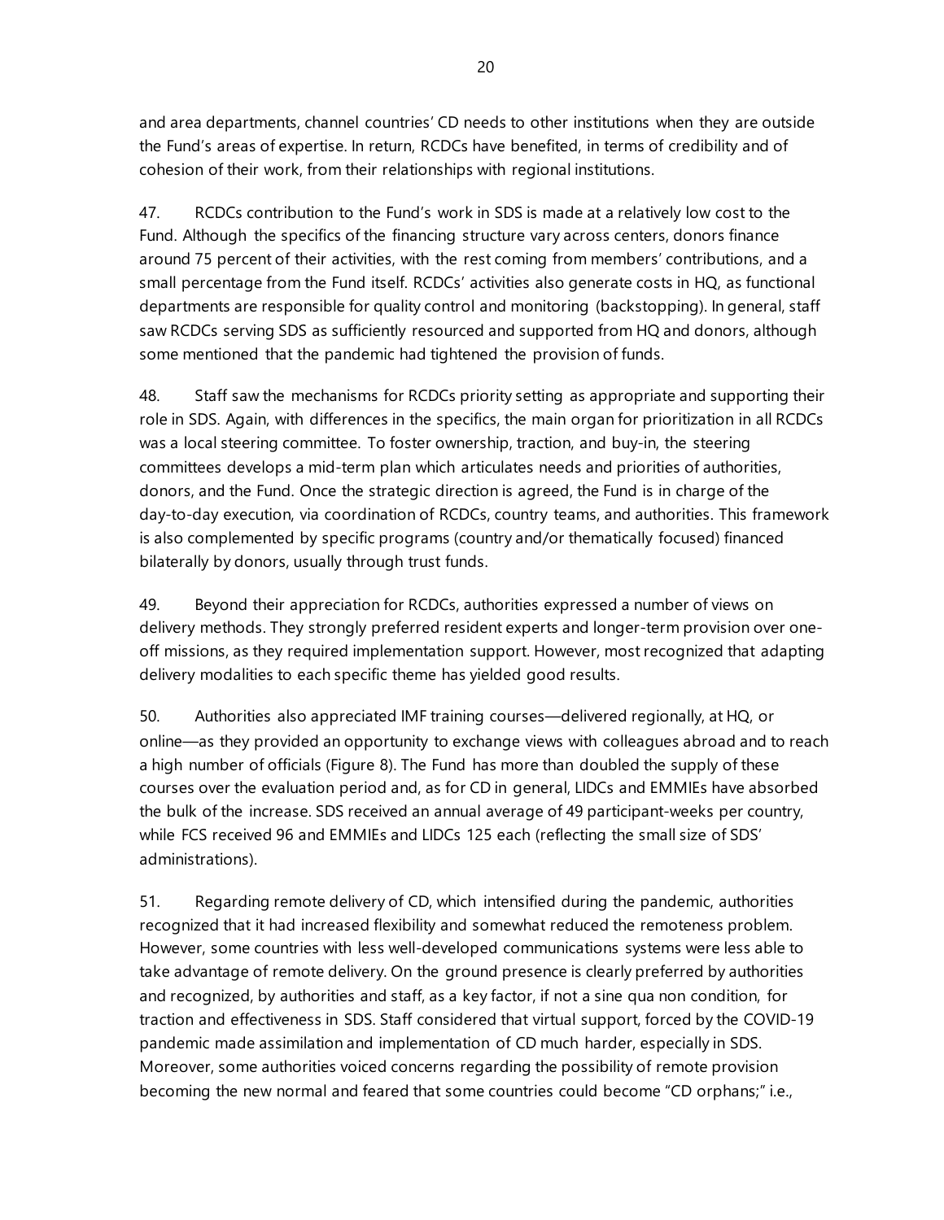and area departments, channel countries' CD needs to other institutions when they are outside the Fund's areas of expertise. In return, RCDCs have benefited, in terms of credibility and of cohesion of their work, from their relationships with regional institutions.

47. RCDCs contribution to the Fund's work in SDS is made at a relatively low cost to the Fund. Although the specifics of the financing structure vary across centers, donors finance around 75 percent of their activities, with the rest coming from members' contributions, and a small percentage from the Fund itself. RCDCs' activities also generate costs in HQ, as functional departments are responsible for quality control and monitoring (backstopping). In general, staff saw RCDCs serving SDS as sufficiently resourced and supported from HQ and donors, although some mentioned that the pandemic had tightened the provision of funds.

48. Staff saw the mechanisms for RCDCs priority setting as appropriate and supporting their role in SDS. Again, with differences in the specifics, the main organ for prioritization in all RCDCs was a local steering committee. To foster ownership, traction, and buy-in, the steering committees develops a mid-term plan which articulates needs and priorities of authorities, donors, and the Fund. Once the strategic direction is agreed, the Fund is in charge of the day-to-day execution, via coordination of RCDCs, country teams, and authorities. This framework is also complemented by specific programs (country and/or thematically focused) financed bilaterally by donors, usually through trust funds.

49. Beyond their appreciation for RCDCs, authorities expressed a number of views on delivery methods. They strongly preferred resident experts and longer-term provision over one-off missions, as they required implementation support. However, most recognized that adapting delivery modalities to each specific theme has yielded good results.

50. Authorities also appreciated IMF training courses—delivered regionally, at HQ, or online—as they provided an opportunity to exchange views with colleagues abroad and to reach a high number of officials (Figure 8). The Fund has more than doubled the supply of these courses over the evaluation period and, as for CD in general, LIDCs and EMMIEs have absorbed the bulk of the increase. SDS received an annual average of 49 participant-weeks per country, while FCS received 96 and EMMIEs and LIDCs 125 each (reflecting the small size of SDS' administrations).

51. Regarding remote delivery of CD, which intensified during the pandemic, authorities recognized that it had increased flexibility and somewhat reduced the remoteness problem. However, some countries with less well-developed communications systems were less able to take advantage of remote delivery. On the ground presence is clearly preferred by authorities and recognized, by authorities and staff, as a key factor, if not a sine qua non condition, for traction and effectiveness in SDS. Staff considered that virtual support, forced by the COVID-19 pandemic made assimilation and implementation of CD much harder, especially in SDS. Moreover, some authorities voiced concerns regarding the possibility of remote provision becoming the new normal and feared that some countries could become "CD orphans;" i.e.,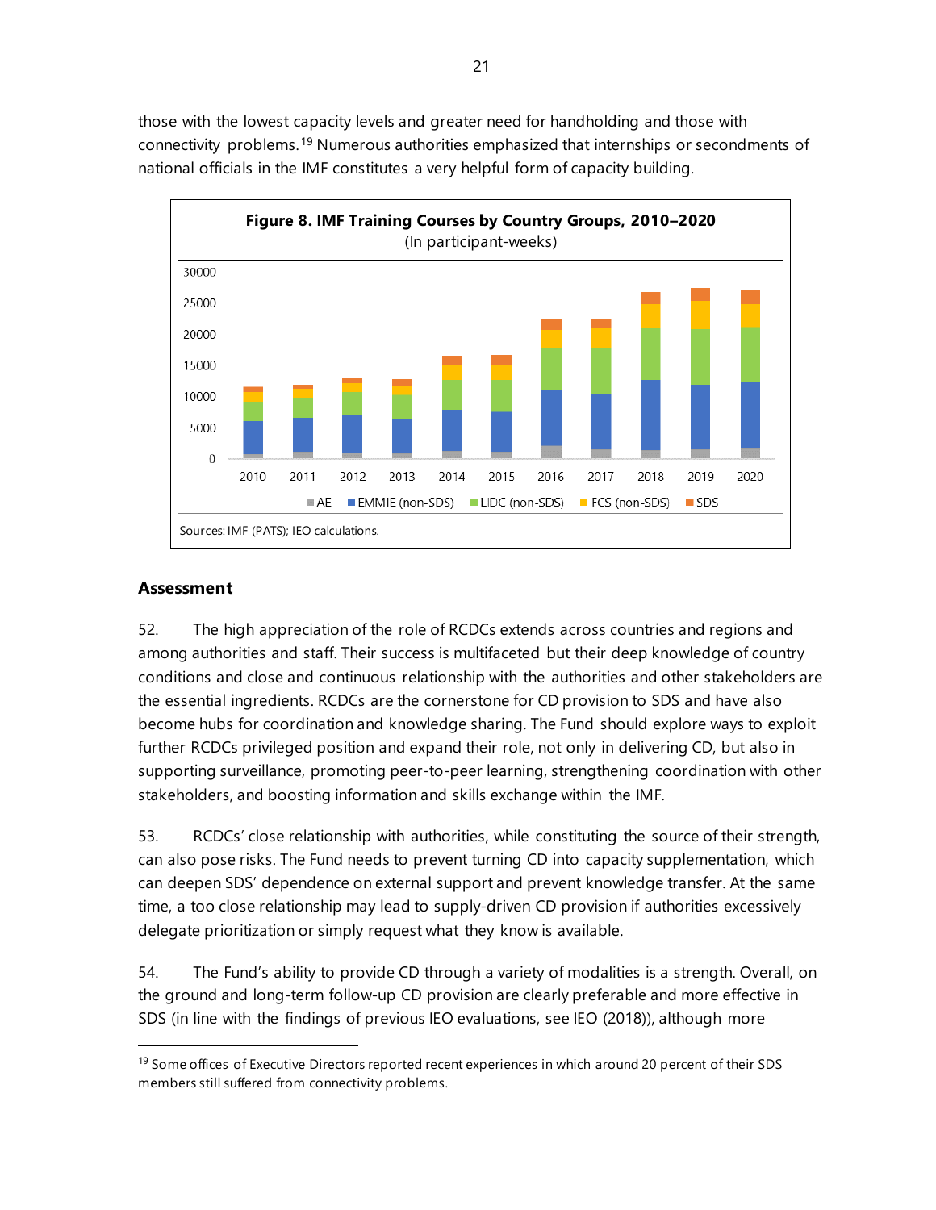those with the lowest capacity levels and greater need for handholding and those with connectivity problems.[19] Numerous authorities emphasized that internships or secondments of national officials in the IMF constitutes a very helpful form of capacity building.

**Figure 8. IMF Training Courses by Country Groups, 2010–2020**
(In participant-weeks)

Sources: IMF (PATS); IEO calculations.

### Assessment

52. The high appreciation of the role of RCDCs extends across countries and regions and among authorities and staff. Their success is multifaceted but their deep knowledge of country conditions and close and continuous relationship with the authorities and other stakeholders are the essential ingredients. RCDCs are the cornerstone for CD provision to SDS and have also become hubs for coordination and knowledge sharing. The Fund should explore ways to exploit further RCDCs privileged position and expand their role, not only in delivering CD, but also in supporting surveillance, promoting peer-to-peer learning, strengthening coordination with other stakeholders, and boosting information and skills exchange within the IMF.

53. RCDCs' close relationship with authorities, while constituting the source of their strength, can also pose risks. The Fund needs to prevent turning CD into capacity supplementation, which can deepen SDS' dependence on external support and prevent knowledge transfer. At the same time, a too close relationship may lead to supply-driven CD provision if authorities excessively delegate prioritization or simply request what they know is available.

54. The Fund's ability to provide CD through a variety of modalities is a strength. Overall, on the ground and long-term follow-up CD provision are clearly preferable and more effective in SDS (in line with the findings of previous IEO evaluations, see IEO (2018)), although more

[19] Some offices of Executive Directors reported recent experiences in which around 20 percent of their SDS members still suffered from connectivity problems.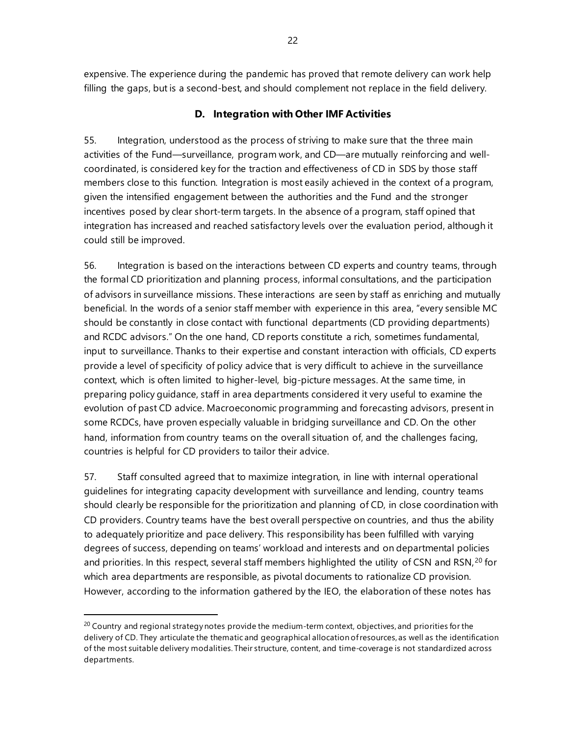expensive. The experience during the pandemic has proved that remote delivery can work help filling the gaps, but is a second-best, and should complement not replace in the field delivery.

### D. Integration with Other IMF Activities

55. Integration, understood as the process of striving to make sure that the three main activities of the Fund—surveillance, program work, and CD—are mutually reinforcing and well-coordinated, is considered key for the traction and effectiveness of CD in SDS by those staff members close to this function. Integration is most easily achieved in the context of a program, given the intensified engagement between the authorities and the Fund and the stronger incentives posed by clear short-term targets. In the absence of a program, staff opined that integration has increased and reached satisfactory levels over the evaluation period, although it could still be improved.

56. Integration is based on the interactions between CD experts and country teams, through the formal CD prioritization and planning process, informal consultations, and the participation of advisors in surveillance missions. These interactions are seen by staff as enriching and mutually beneficial. In the words of a senior staff member with experience in this area, "every sensible MC should be constantly in close contact with functional departments (CD providing departments) and RCDC advisors." On the one hand, CD reports constitute a rich, sometimes fundamental, input to surveillance. Thanks to their expertise and constant interaction with officials, CD experts provide a level of specificity of policy advice that is very difficult to achieve in the surveillance context, which is often limited to higher-level, big-picture messages. At the same time, in preparing policy guidance, staff in area departments considered it very useful to examine the evolution of past CD advice. Macroeconomic programming and forecasting advisors, present in some RCDCs, have proven especially valuable in bridging surveillance and CD. On the other hand, information from country teams on the overall situation of, and the challenges facing, countries is helpful for CD providers to tailor their advice.

57. Staff consulted agreed that to maximize integration, in line with internal operational guidelines for integrating capacity development with surveillance and lending, country teams should clearly be responsible for the prioritization and planning of CD, in close coordination with CD providers. Country teams have the best overall perspective on countries, and thus the ability to adequately prioritize and pace delivery. This responsibility has been fulfilled with varying degrees of success, depending on teams' workload and interests and on departmental policies and priorities. In this respect, several staff members highlighted the utility of CSN and RSN,[20] for which area departments are responsible, as pivotal documents to rationalize CD provision. However, according to the information gathered by the IEO, the elaboration of these notes has

[20] Country and regional strategy notes provide the medium-term context, objectives, and priorities for the delivery of CD. They articulate the thematic and geographical allocation of resources, as well as the identification of the most suitable delivery modalities. Their structure, content, and time-coverage is not standardized across departments.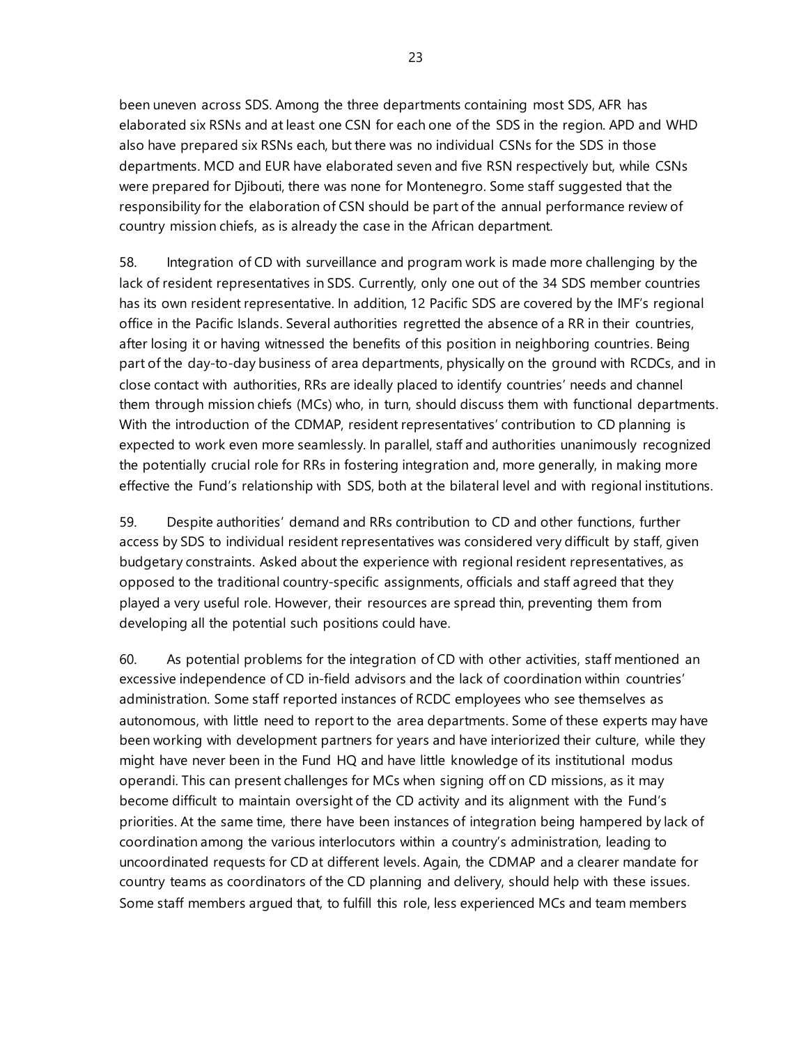been uneven across SDS. Among the three departments containing most SDS, AFR has elaborated six RSNs and at least one CSN for each one of the SDS in the region. APD and WHD also have prepared six RSNs each, but there was no individual CSNs for the SDS in those departments. MCD and EUR have elaborated seven and five RSN respectively but, while CSNs were prepared for Djibouti, there was none for Montenegro. Some staff suggested that the responsibility for the elaboration of CSN should be part of the annual performance review of country mission chiefs, as is already the case in the African department.

58. Integration of CD with surveillance and program work is made more challenging by the lack of resident representatives in SDS. Currently, only one out of the 34 SDS member countries has its own resident representative. In addition, 12 Pacific SDS are covered by the IMF's regional office in the Pacific Islands. Several authorities regretted the absence of a RR in their countries, after losing it or having witnessed the benefits of this position in neighboring countries. Being part of the day-to-day business of area departments, physically on the ground with RCDCs, and in close contact with authorities, RRs are ideally placed to identify countries' needs and channel them through mission chiefs (MCs) who, in turn, should discuss them with functional departments. With the introduction of the CDMAP, resident representatives' contribution to CD planning is expected to work even more seamlessly. In parallel, staff and authorities unanimously recognized the potentially crucial role for RRs in fostering integration and, more generally, in making more effective the Fund's relationship with SDS, both at the bilateral level and with regional institutions.

59. Despite authorities' demand and RRs contribution to CD and other functions, further access by SDS to individual resident representatives was considered very difficult by staff, given budgetary constraints. Asked about the experience with regional resident representatives, as opposed to the traditional country-specific assignments, officials and staff agreed that they played a very useful role. However, their resources are spread thin, preventing them from developing all the potential such positions could have.

60. As potential problems for the integration of CD with other activities, staff mentioned an excessive independence of CD in-field advisors and the lack of coordination within countries' administration. Some staff reported instances of RCDC employees who see themselves as autonomous, with little need to report to the area departments. Some of these experts may have been working with development partners for years and have interiorized their culture, while they might have never been in the Fund HQ and have little knowledge of its institutional modus operandi. This can present challenges for MCs when signing off on CD missions, as it may become difficult to maintain oversight of the CD activity and its alignment with the Fund's priorities. At the same time, there have been instances of integration being hampered by lack of coordination among the various interlocutors within a country's administration, leading to uncoordinated requests for CD at different levels. Again, the CDMAP and a clearer mandate for country teams as coordinators of the CD planning and delivery, should help with these issues. Some staff members argued that, to fulfill this role, less experienced MCs and team members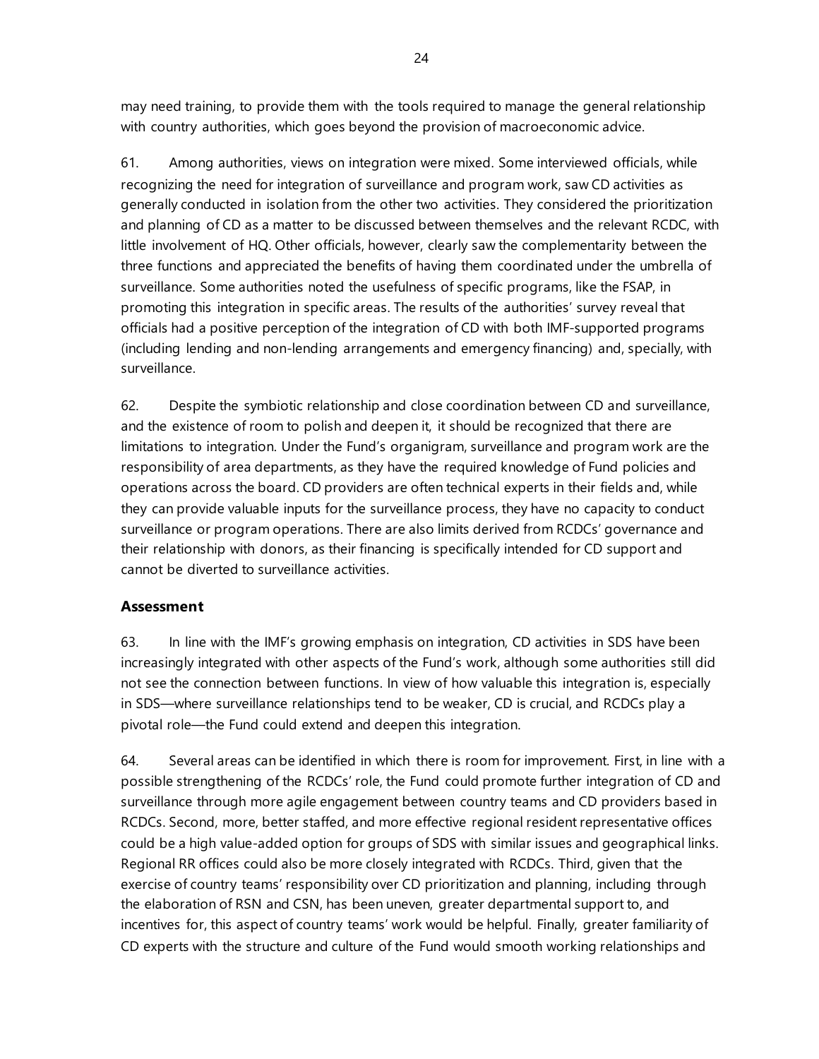may need training, to provide them with the tools required to manage the general relationship with country authorities, which goes beyond the provision of macroeconomic advice.

61. Among authorities, views on integration were mixed. Some interviewed officials, while recognizing the need for integration of surveillance and program work, saw CD activities as generally conducted in isolation from the other two activities. They considered the prioritization and planning of CD as a matter to be discussed between themselves and the relevant RCDC, with little involvement of HQ. Other officials, however, clearly saw the complementarity between the three functions and appreciated the benefits of having them coordinated under the umbrella of surveillance. Some authorities noted the usefulness of specific programs, like the FSAP, in promoting this integration in specific areas. The results of the authorities' survey reveal that officials had a positive perception of the integration of CD with both IMF-supported programs (including lending and non-lending arrangements and emergency financing) and, specially, with surveillance.

62. Despite the symbiotic relationship and close coordination between CD and surveillance, and the existence of room to polish and deepen it, it should be recognized that there are limitations to integration. Under the Fund's organigram, surveillance and program work are the responsibility of area departments, as they have the required knowledge of Fund policies and operations across the board. CD providers are often technical experts in their fields and, while they can provide valuable inputs for the surveillance process, they have no capacity to conduct surveillance or program operations. There are also limits derived from RCDCs' governance and their relationship with donors, as their financing is specifically intended for CD support and cannot be diverted to surveillance activities.

### Assessment

63. In line with the IMF's growing emphasis on integration, CD activities in SDS have been increasingly integrated with other aspects of the Fund's work, although some authorities still did not see the connection between functions. In view of how valuable this integration is, especially in SDS—where surveillance relationships tend to be weaker, CD is crucial, and RCDCs play a pivotal role—the Fund could extend and deepen this integration.

64. Several areas can be identified in which there is room for improvement. First, in line with a possible strengthening of the RCDCs' role, the Fund could promote further integration of CD and surveillance through more agile engagement between country teams and CD providers based in RCDCs. Second, more, better staffed, and more effective regional resident representative offices could be a high value-added option for groups of SDS with similar issues and geographical links. Regional RR offices could also be more closely integrated with RCDCs. Third, given that the exercise of country teams' responsibility over CD prioritization and planning, including through the elaboration of RSN and CSN, has been uneven, greater departmental support to, and incentives for, this aspect of country teams' work would be helpful. Finally, greater familiarity of CD experts with the structure and culture of the Fund would smooth working relationships and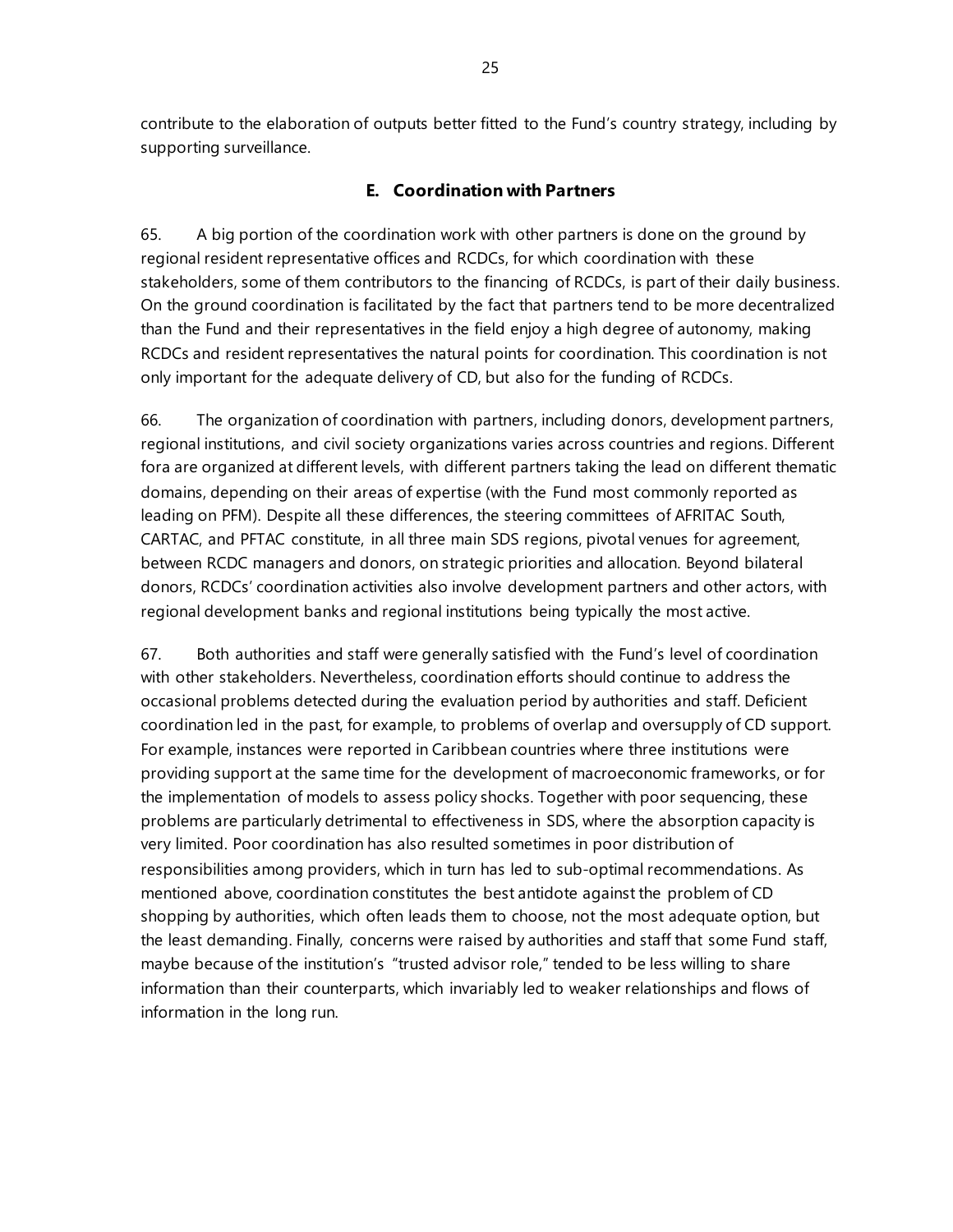contribute to the elaboration of outputs better fitted to the Fund's country strategy, including by supporting surveillance.

## E. Coordination with Partners

65. A big portion of the coordination work with other partners is done on the ground by regional resident representative offices and RCDCs, for which coordination with these stakeholders, some of them contributors to the financing of RCDCs, is part of their daily business. On the ground coordination is facilitated by the fact that partners tend to be more decentralized than the Fund and their representatives in the field enjoy a high degree of autonomy, making RCDCs and resident representatives the natural points for coordination. This coordination is not only important for the adequate delivery of CD, but also for the funding of RCDCs.

66. The organization of coordination with partners, including donors, development partners, regional institutions, and civil society organizations varies across countries and regions. Different fora are organized at different levels, with different partners taking the lead on different thematic domains, depending on their areas of expertise (with the Fund most commonly reported as leading on PFM). Despite all these differences, the steering committees of AFRITAC South, CARTAC, and PFTAC constitute, in all three main SDS regions, pivotal venues for agreement, between RCDC managers and donors, on strategic priorities and allocation. Beyond bilateral donors, RCDCs' coordination activities also involve development partners and other actors, with regional development banks and regional institutions being typically the most active.

67. Both authorities and staff were generally satisfied with the Fund's level of coordination with other stakeholders. Nevertheless, coordination efforts should continue to address the occasional problems detected during the evaluation period by authorities and staff. Deficient coordination led in the past, for example, to problems of overlap and oversupply of CD support. For example, instances were reported in Caribbean countries where three institutions were providing support at the same time for the development of macroeconomic frameworks, or for the implementation of models to assess policy shocks. Together with poor sequencing, these problems are particularly detrimental to effectiveness in SDS, where the absorption capacity is very limited. Poor coordination has also resulted sometimes in poor distribution of responsibilities among providers, which in turn has led to sub-optimal recommendations. As mentioned above, coordination constitutes the best antidote against the problem of CD shopping by authorities, which often leads them to choose, not the most adequate option, but the least demanding. Finally, concerns were raised by authorities and staff that some Fund staff, maybe because of the institution's "trusted advisor role," tended to be less willing to share information than their counterparts, which invariably led to weaker relationships and flows of information in the long run.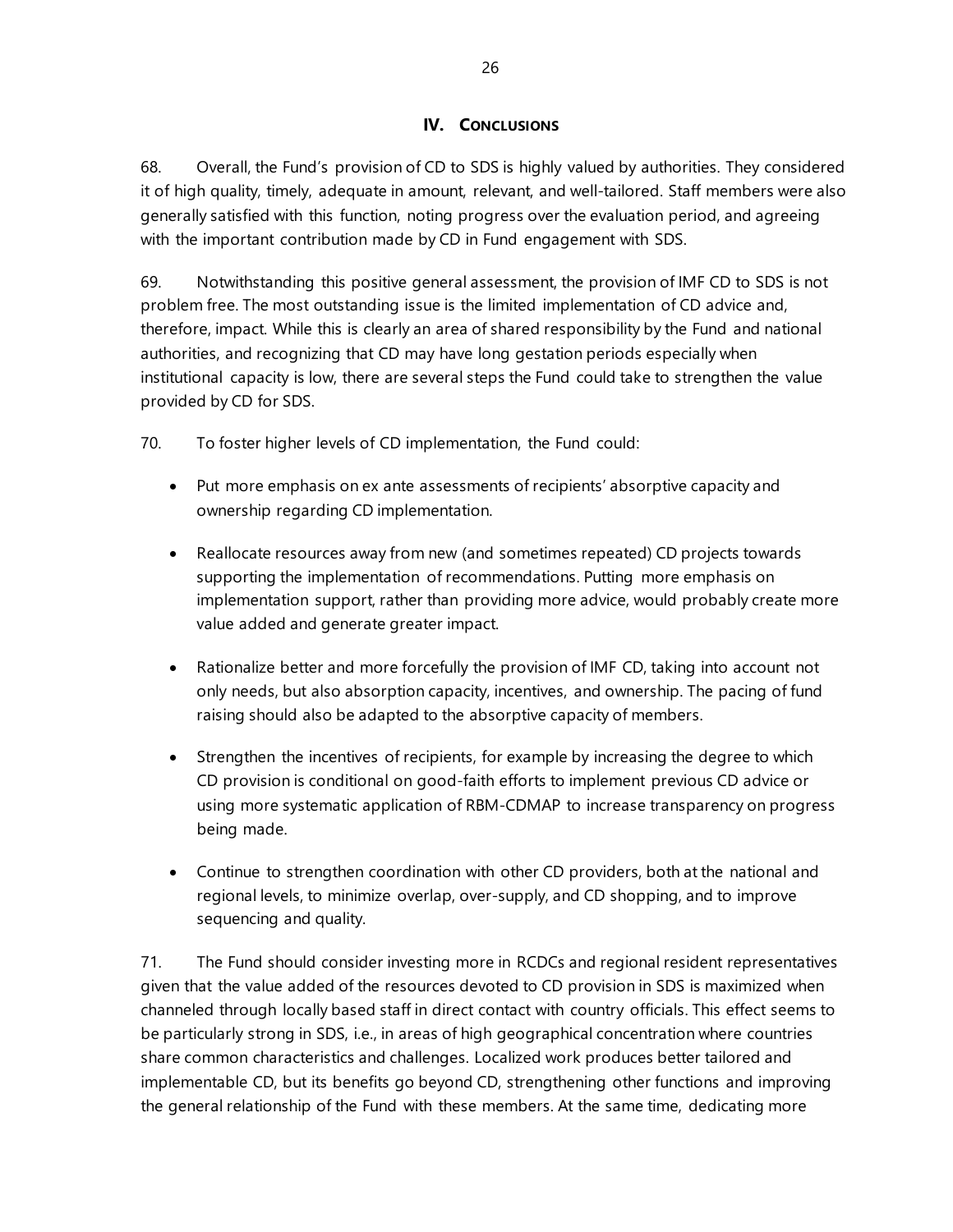## IV. CONCLUSIONS

68. Overall, the Fund's provision of CD to SDS is highly valued by authorities. They considered it of high quality, timely, adequate in amount, relevant, and well-tailored. Staff members were also generally satisfied with this function, noting progress over the evaluation period, and agreeing with the important contribution made by CD in Fund engagement with SDS.

69. Notwithstanding this positive general assessment, the provision of IMF CD to SDS is not problem free. The most outstanding issue is the limited implementation of CD advice and, therefore, impact. While this is clearly an area of shared responsibility by the Fund and national authorities, and recognizing that CD may have long gestation periods especially when institutional capacity is low, there are several steps the Fund could take to strengthen the value provided by CD for SDS.

70. To foster higher levels of CD implementation, the Fund could:

- Put more emphasis on ex ante assessments of recipients' absorptive capacity and ownership regarding CD implementation.
- Reallocate resources away from new (and sometimes repeated) CD projects towards supporting the implementation of recommendations. Putting more emphasis on implementation support, rather than providing more advice, would probably create more value added and generate greater impact.
- Rationalize better and more forcefully the provision of IMF CD, taking into account not only needs, but also absorption capacity, incentives, and ownership. The pacing of fund raising should also be adapted to the absorptive capacity of members.
- Strengthen the incentives of recipients, for example by increasing the degree to which CD provision is conditional on good-faith efforts to implement previous CD advice or using more systematic application of RBM-CDMAP to increase transparency on progress being made.
- Continue to strengthen coordination with other CD providers, both at the national and regional levels, to minimize overlap, over-supply, and CD shopping, and to improve sequencing and quality.

71. The Fund should consider investing more in RCDCs and regional resident representatives given that the value added of the resources devoted to CD provision in SDS is maximized when channeled through locally based staff in direct contact with country officials. This effect seems to be particularly strong in SDS, i.e., in areas of high geographical concentration where countries share common characteristics and challenges. Localized work produces better tailored and implementable CD, but its benefits go beyond CD, strengthening other functions and improving the general relationship of the Fund with these members. At the same time, dedicating more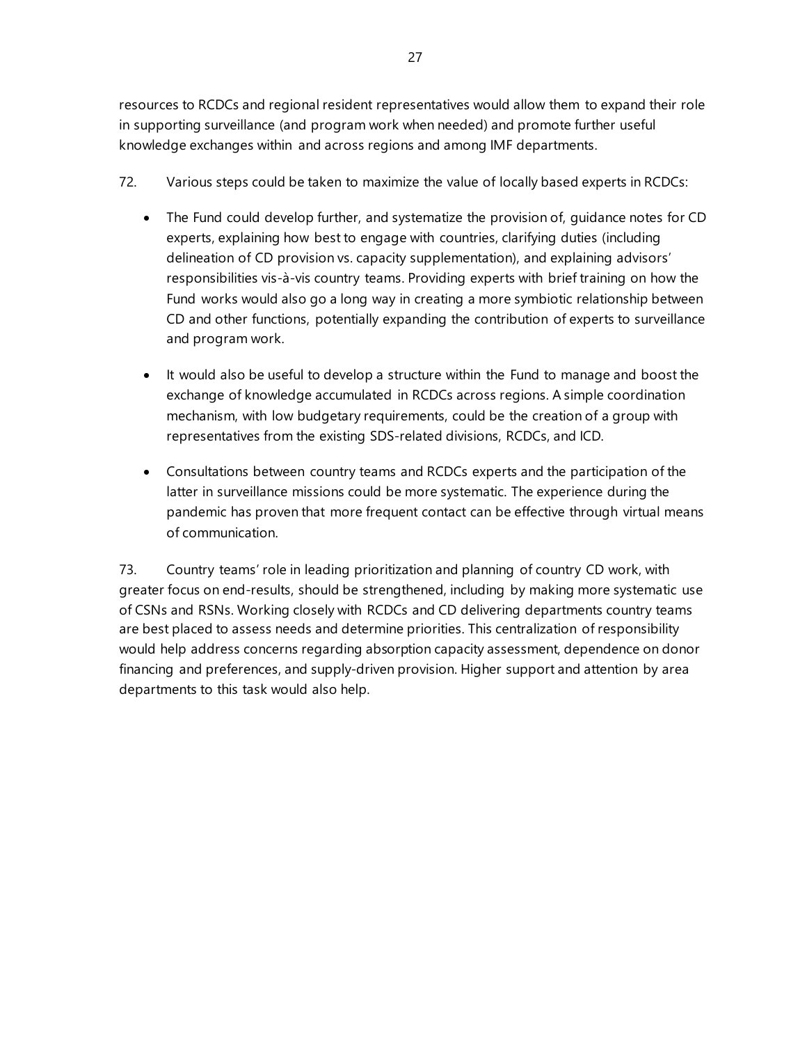resources to RCDCs and regional resident representatives would allow them to expand their role in supporting surveillance (and program work when needed) and promote further useful knowledge exchanges within and across regions and among IMF departments.

72. Various steps could be taken to maximize the value of locally based experts in RCDCs:

- The Fund could develop further, and systematize the provision of, guidance notes for CD experts, explaining how best to engage with countries, clarifying duties (including delineation of CD provision vs. capacity supplementation), and explaining advisors' responsibilities vis-à-vis country teams. Providing experts with brief training on how the Fund works would also go a long way in creating a more symbiotic relationship between CD and other functions, potentially expanding the contribution of experts to surveillance and program work.

- It would also be useful to develop a structure within the Fund to manage and boost the exchange of knowledge accumulated in RCDCs across regions. A simple coordination mechanism, with low budgetary requirements, could be the creation of a group with representatives from the existing SDS-related divisions, RCDCs, and ICD.

- Consultations between country teams and RCDCs experts and the participation of the latter in surveillance missions could be more systematic. The experience during the pandemic has proven that more frequent contact can be effective through virtual means of communication.

73. Country teams' role in leading prioritization and planning of country CD work, with greater focus on end-results, should be strengthened, including by making more systematic use of CSNs and RSNs. Working closely with RCDCs and CD delivering departments country teams are best placed to assess needs and determine priorities. This centralization of responsibility would help address concerns regarding absorption capacity assessment, dependence on donor financing and preferences, and supply-driven provision. Higher support and attention by area departments to this task would also help.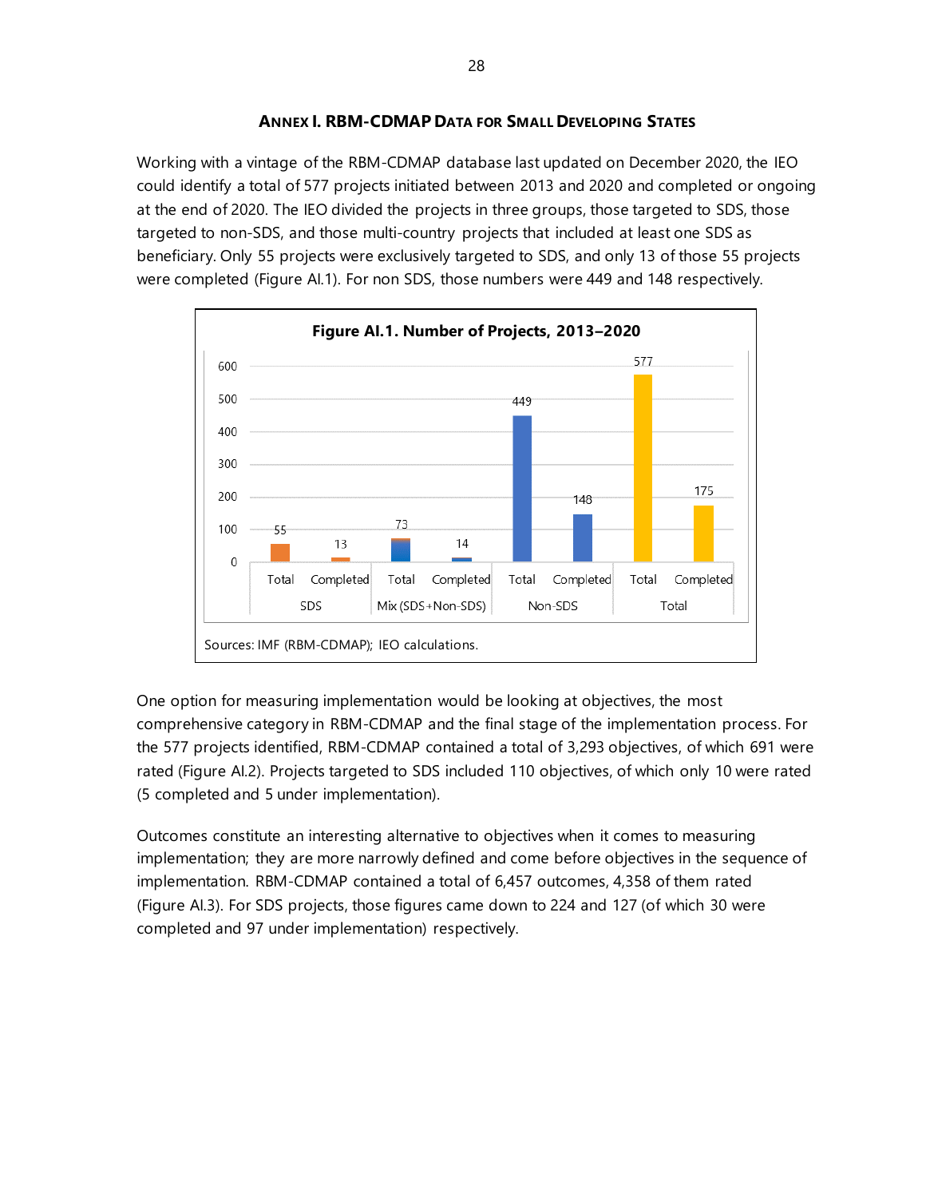## ANNEX I. RBM-CDMAP DATA FOR SMALL DEVELOPING STATES

Working with a vintage of the RBM-CDMAP database last updated on December 2020, the IEO could identify a total of 577 projects initiated between 2013 and 2020 and completed or ongoing at the end of 2020. The IEO divided the projects in three groups, those targeted to SDS, those targeted to non-SDS, and those multi-country projects that included at least one SDS as beneficiary. Only 55 projects were exclusively targeted to SDS, and only 13 of those 55 projects were completed (Figure AI.1). For non SDS, those numbers were 449 and 148 respectively.

**Figure AI.1. Number of Projects, 2013–2020**

| | SDS | | Mix (SDS+Non-SDS) | | Non-SDS | | Total | |
|---|---|---|---|---|---|---|---|---|
| | Total | Completed | Total | Completed | Total | Completed | Total | Completed |
| Number of projects | 55 | 13 | 73 | 14 | 449 | 148 | 577 | 175 |

Sources: IMF (RBM-CDMAP); IEO calculations.

One option for measuring implementation would be looking at objectives, the most comprehensive category in RBM-CDMAP and the final stage of the implementation process. For the 577 projects identified, RBM-CDMAP contained a total of 3,293 objectives, of which 691 were rated (Figure AI.2). Projects targeted to SDS included 110 objectives, of which only 10 were rated (5 completed and 5 under implementation).

Outcomes constitute an interesting alternative to objectives when it comes to measuring implementation; they are more narrowly defined and come before objectives in the sequence of implementation. RBM-CDMAP contained a total of 6,457 outcomes, 4,358 of them rated (Figure AI.3). For SDS projects, those figures came down to 224 and 127 (of which 30 were completed and 97 under implementation) respectively.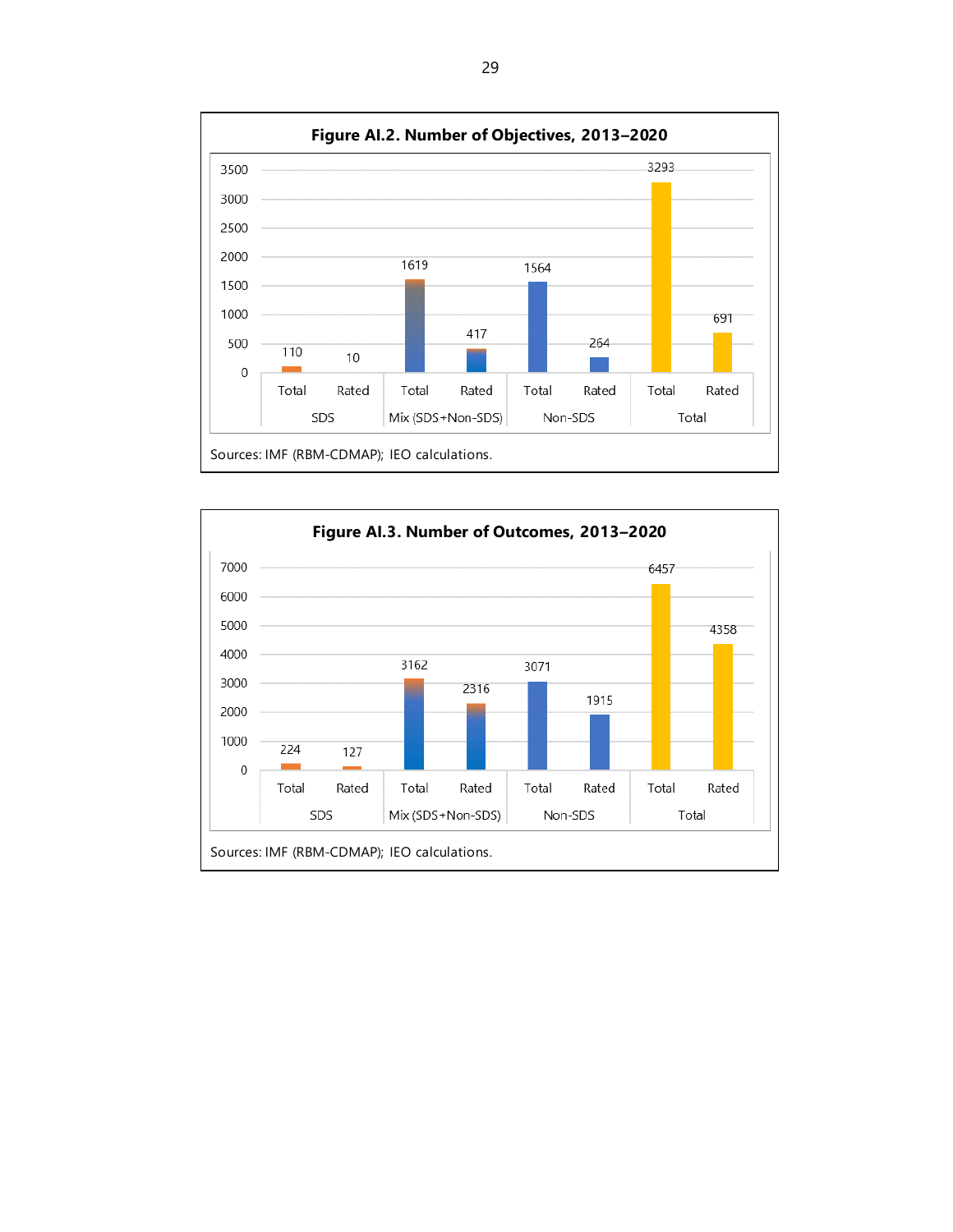**Figure AI.2. Number of Objectives, 2013–2020**

| | SDS | | Mix (SDS+Non-SDS) | | Non-SDS | | Total | |
|---|---|---|---|---|---|---|---|---|
| | Total | Rated | Total | Rated | Total | Rated | Total | Rated |
| Number | 110 | 10 | 1619 | 417 | 1564 | 264 | 3293 | 691 |

Sources: IMF (RBM-CDMAP); IEO calculations.

**Figure AI.3. Number of Outcomes, 2013–2020**

| | SDS | | Mix (SDS+Non-SDS) | | Non-SDS | | Total | |
|---|---|---|---|---|---|---|---|---|
| | Total | Rated | Total | Rated | Total | Rated | Total | Rated |
| Number | 224 | 127 | 3162 | 2316 | 3071 | 1915 | 6457 | 4358 |

Sources: IMF (RBM-CDMAP); IEO calculations.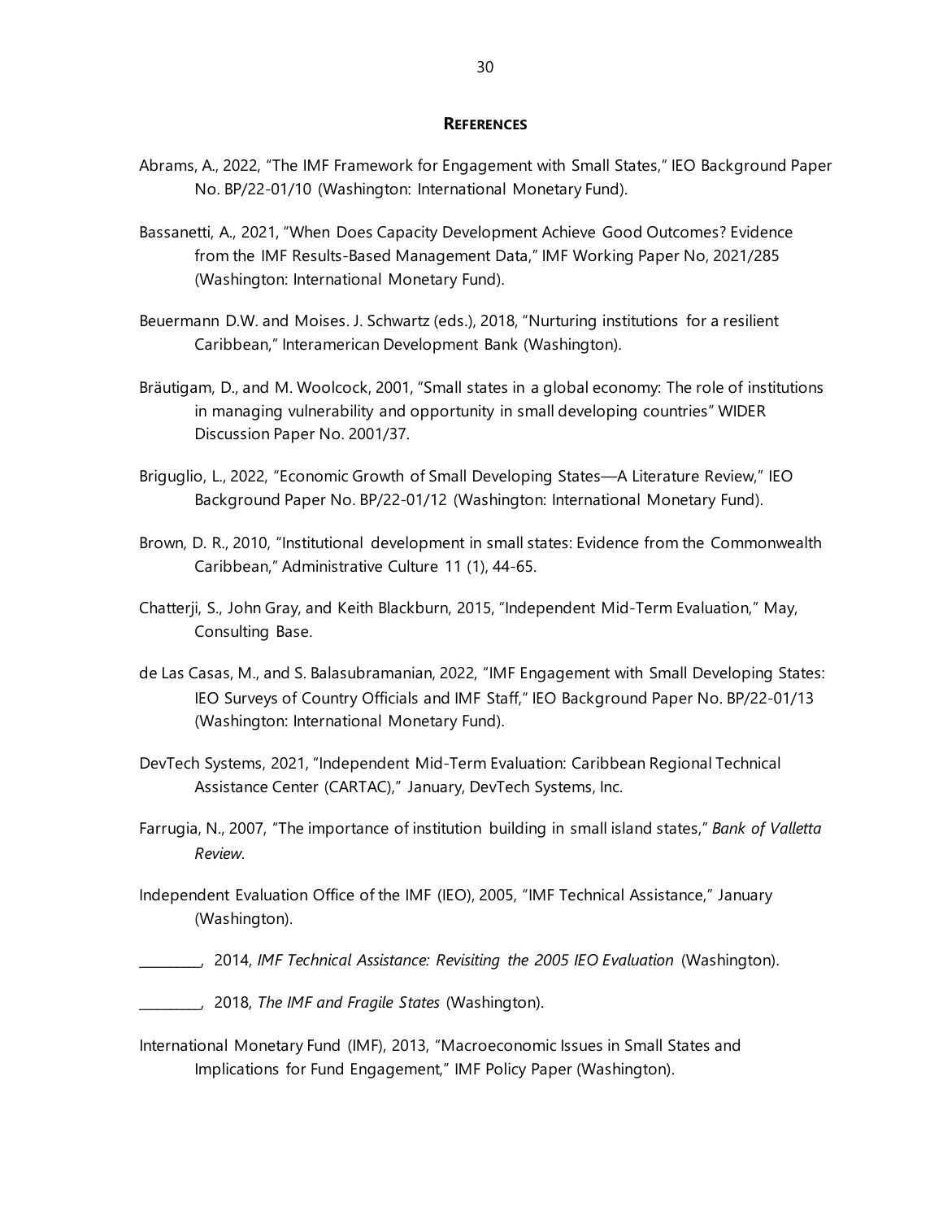## References

Abrams, A., 2022, "The IMF Framework for Engagement with Small States," IEO Background Paper No. BP/22-01/10 (Washington: International Monetary Fund).

Bassanetti, A., 2021, "When Does Capacity Development Achieve Good Outcomes? Evidence from the IMF Results-Based Management Data," IMF Working Paper No, 2021/285 (Washington: International Monetary Fund).

Beuermann D.W. and Moises. J. Schwartz (eds.), 2018, "Nurturing institutions for a resilient Caribbean," Interamerican Development Bank (Washington).

Bräutigam, D., and M. Woolcock, 2001, "Small states in a global economy: The role of institutions in managing vulnerability and opportunity in small developing countries" WIDER Discussion Paper No. 2001/37.

Briguglio, L., 2022, "Economic Growth of Small Developing States—A Literature Review," IEO Background Paper No. BP/22-01/12 (Washington: International Monetary Fund).

Brown, D. R., 2010, "Institutional development in small states: Evidence from the Commonwealth Caribbean," Administrative Culture 11 (1), 44-65.

Chatterji, S., John Gray, and Keith Blackburn, 2015, "Independent Mid-Term Evaluation," May, Consulting Base.

de Las Casas, M., and S. Balasubramanian, 2022, "IMF Engagement with Small Developing States: IEO Surveys of Country Officials and IMF Staff," IEO Background Paper No. BP/22-01/13 (Washington: International Monetary Fund).

DevTech Systems, 2021, "Independent Mid-Term Evaluation: Caribbean Regional Technical Assistance Center (CARTAC)," January, DevTech Systems, Inc.

Farrugia, N., 2007, "The importance of institution building in small island states," *Bank of Valletta Review*.

Independent Evaluation Office of the IMF (IEO), 2005, "IMF Technical Assistance," January (Washington).

________, 2014, *IMF Technical Assistance: Revisiting the 2005 IEO Evaluation* (Washington).

________, 2018, *The IMF and Fragile States* (Washington).

International Monetary Fund (IMF), 2013, "Macroeconomic Issues in Small States and Implications for Fund Engagement," IMF Policy Paper (Washington).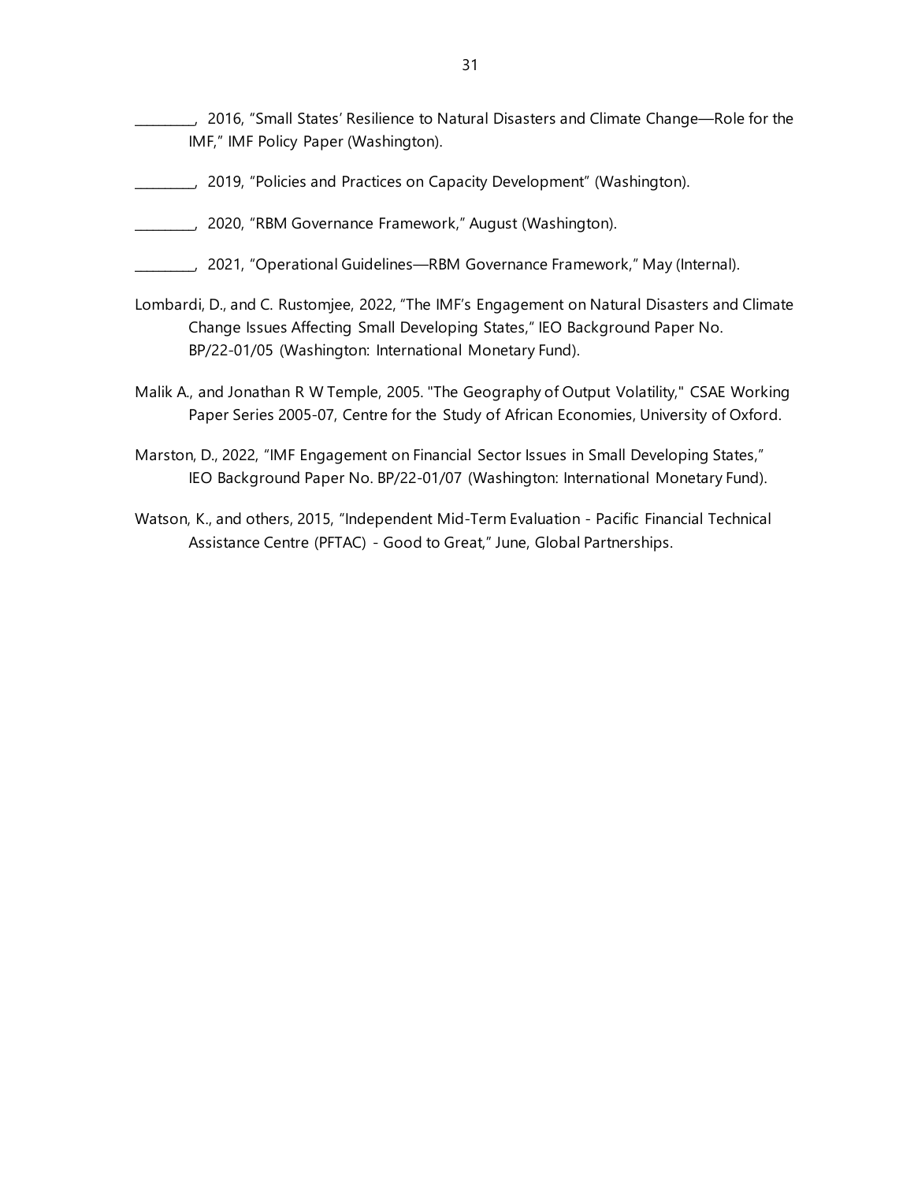_________, 2016, "Small States' Resilience to Natural Disasters and Climate Change—Role for the IMF," IMF Policy Paper (Washington).

_________, 2019, "Policies and Practices on Capacity Development" (Washington).

_________, 2020, "RBM Governance Framework," August (Washington).

_________, 2021, "Operational Guidelines—RBM Governance Framework," May (Internal).

Lombardi, D., and C. Rustomjee, 2022, "The IMF's Engagement on Natural Disasters and Climate Change Issues Affecting Small Developing States," IEO Background Paper No. BP/22-01/05 (Washington: International Monetary Fund).

Malik A., and Jonathan R W Temple, 2005. "The Geography of Output Volatility," CSAE Working Paper Series 2005-07, Centre for the Study of African Economies, University of Oxford.

Marston, D., 2022, "IMF Engagement on Financial Sector Issues in Small Developing States," IEO Background Paper No. BP/22-01/07 (Washington: International Monetary Fund).

Watson, K., and others, 2015, "Independent Mid-Term Evaluation - Pacific Financial Technical Assistance Centre (PFTAC) - Good to Great," June, Global Partnerships.